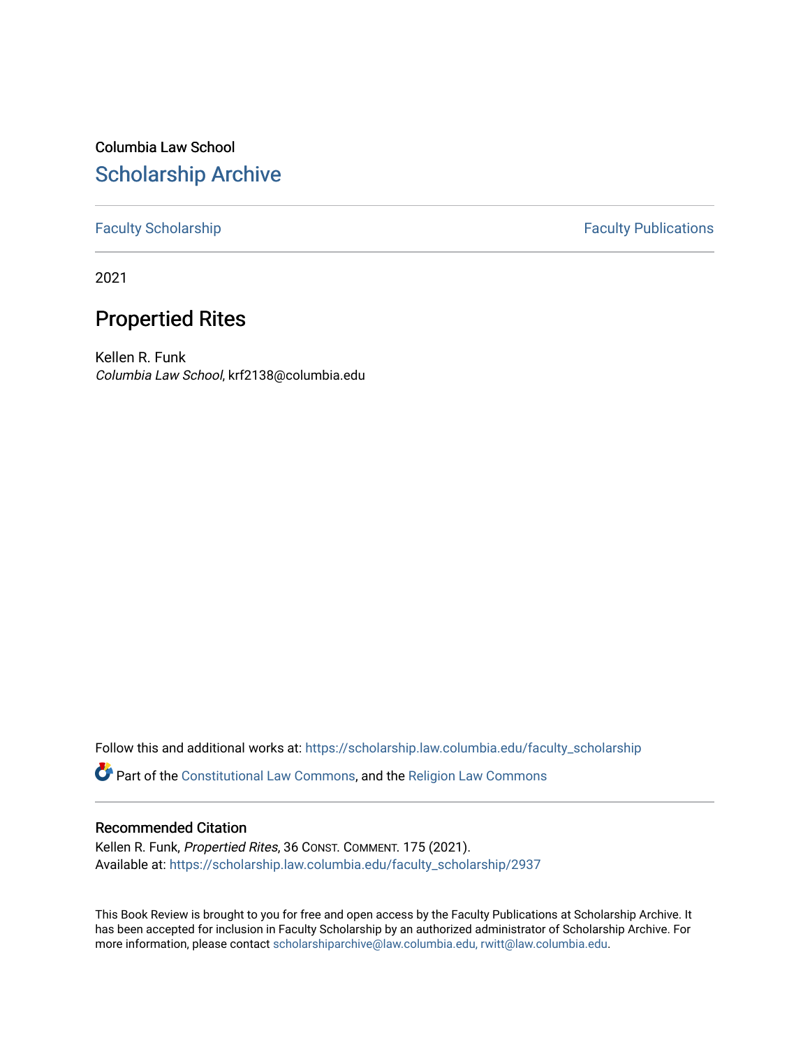Columbia Law School

# Scholarship Archive

Faculty Scholarship | Faculty Publications

2021

## Propertied Rites

Kellen R. Funk
*Columbia Law School*, krf2138@columbia.edu

Follow this and additional works at: https://scholarship.law.columbia.edu/faculty_scholarship

Part of the Constitutional Law Commons, and the Religion Law Commons

### Recommended Citation

Kellen R. Funk, *Propertied Rites*, 36 CONST. COMMENT. 175 (2021).
Available at: https://scholarship.law.columbia.edu/faculty_scholarship/2937

This Book Review is brought to you for free and open access by the Faculty Publications at Scholarship Archive. It has been accepted for inclusion in Faculty Scholarship by an authorized administrator of Scholarship Archive. For more information, please contact scholarshiparchive@law.columbia.edu, rwitt@law.columbia.edu.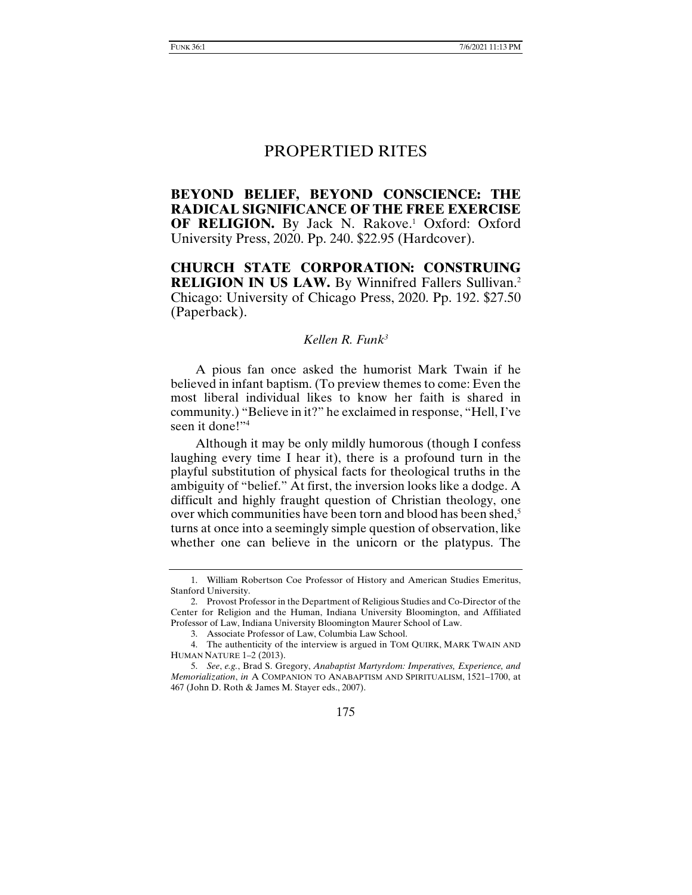# PROPERTIED RITES

**BEYOND BELIEF, BEYOND CONSCIENCE: THE RADICAL SIGNIFICANCE OF THE FREE EXERCISE OF RELIGION.** By Jack N. Rakove.[1] Oxford: Oxford University Press, 2020. Pp. 240. $22.95 (Hardcover).

**CHURCH STATE CORPORATION: CONSTRUING RELIGION IN US LAW.** By Winnifred Fallers Sullivan.[2] Chicago: University of Chicago Press, 2020. Pp. 192. $27.50 (Paperback).

*Kellen R. Funk*[3]

A pious fan once asked the humorist Mark Twain if he believed in infant baptism. (To preview themes to come: Even the most liberal individual likes to know her faith is shared in community.) "Believe in it?" he exclaimed in response, "Hell, I've seen it done!"[4]

Although it may be only mildly humorous (though I confess laughing every time I hear it), there is a profound turn in the playful substitution of physical facts for theological truths in the ambiguity of "belief." At first, the inversion looks like a dodge. A difficult and highly fraught question of Christian theology, one over which communities have been torn and blood has been shed,[5] turns at once into a seemingly simple question of observation, like whether one can believe in the unicorn or the platypus. The

---

1. William Robertson Coe Professor of History and American Studies Emeritus, Stanford University.

2. Provost Professor in the Department of Religious Studies and Co-Director of the Center for Religion and the Human, Indiana University Bloomington, and Affiliated Professor of Law, Indiana University Bloomington Maurer School of Law.

3. Associate Professor of Law, Columbia Law School.

4. The authenticity of the interview is argued in TOM QUIRK, MARK TWAIN AND HUMAN NATURE 1–2 (2013).

5. *See*, *e.g.*, Brad S. Gregory, *Anabaptist Martyrdom: Imperatives, Experience, and Memorialization*, *in* A COMPANION TO ANABAPTISM AND SPIRITUALISM, 1521–1700, at 467 (John D. Roth & James M. Stayer eds., 2007).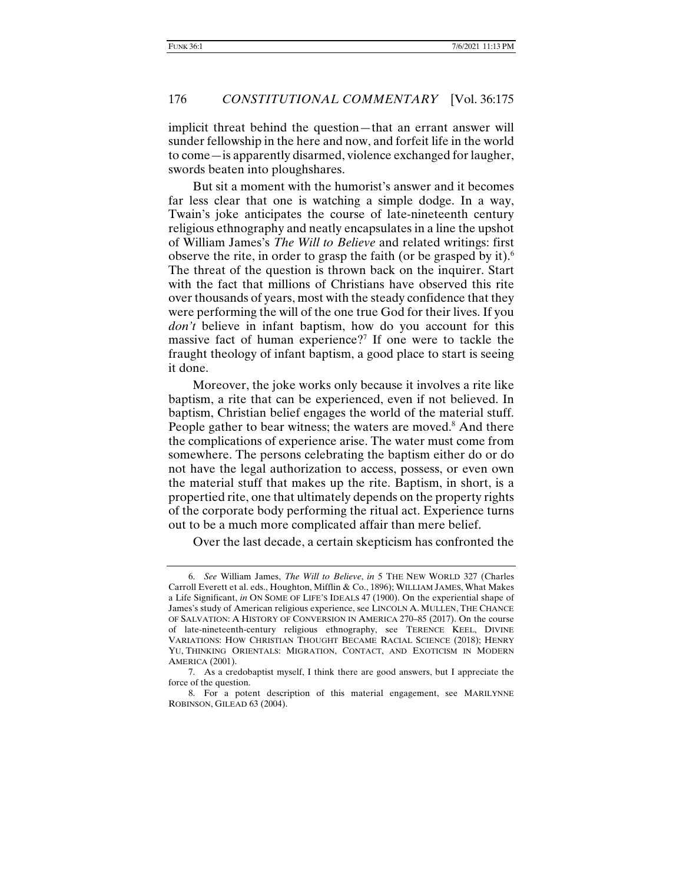implicit threat behind the question—that an errant answer will sunder fellowship in the here and now, and forfeit life in the world to come—is apparently disarmed, violence exchanged for laugher, swords beaten into ploughshares.

But sit a moment with the humorist's answer and it becomes far less clear that one is watching a simple dodge. In a way, Twain's joke anticipates the course of late-nineteenth century religious ethnography and neatly encapsulates in a line the upshot of William James's *The Will to Believe* and related writings: first observe the rite, in order to grasp the faith (or be grasped by it).[6] The threat of the question is thrown back on the inquirer. Start with the fact that millions of Christians have observed this rite over thousands of years, most with the steady confidence that they were performing the will of the one true God for their lives. If you *don't* believe in infant baptism, how do you account for this massive fact of human experience?[7] If one were to tackle the fraught theology of infant baptism, a good place to start is seeing it done.

Moreover, the joke works only because it involves a rite like baptism, a rite that can be experienced, even if not believed. In baptism, Christian belief engages the world of the material stuff. People gather to bear witness; the waters are moved.[8] And there the complications of experience arise. The water must come from somewhere. The persons celebrating the baptism either do or do not have the legal authorization to access, possess, or even own the material stuff that makes up the rite. Baptism, in short, is a propertied rite, one that ultimately depends on the property rights of the corporate body performing the ritual act. Experience turns out to be a much more complicated affair than mere belief.

Over the last decade, a certain skepticism has confronted the

---

6. *See* William James, *The Will to Believe*, *in* 5 THE NEW WORLD 327 (Charles Carroll Everett et al. eds., Houghton, Mifflin & Co., 1896); WILLIAM JAMES, What Makes a Life Significant, *in* ON SOME OF LIFE'S IDEALS 47 (1900). On the experiential shape of James's study of American religious experience, see LINCOLN A. MULLEN, THE CHANCE OF SALVATION: A HISTORY OF CONVERSION IN AMERICA 270–85 (2017). On the course of late-nineteenth-century religious ethnography, see TERENCE KEEL, DIVINE VARIATIONS: HOW CHRISTIAN THOUGHT BECAME RACIAL SCIENCE (2018); HENRY YU, THINKING ORIENTALS: MIGRATION, CONTACT, AND EXOTICISM IN MODERN AMERICA (2001).

7. As a credobaptist myself, I think there are good answers, but I appreciate the force of the question.

8. For a potent description of this material engagement, see MARILYNNE ROBINSON, GILEAD 63 (2004).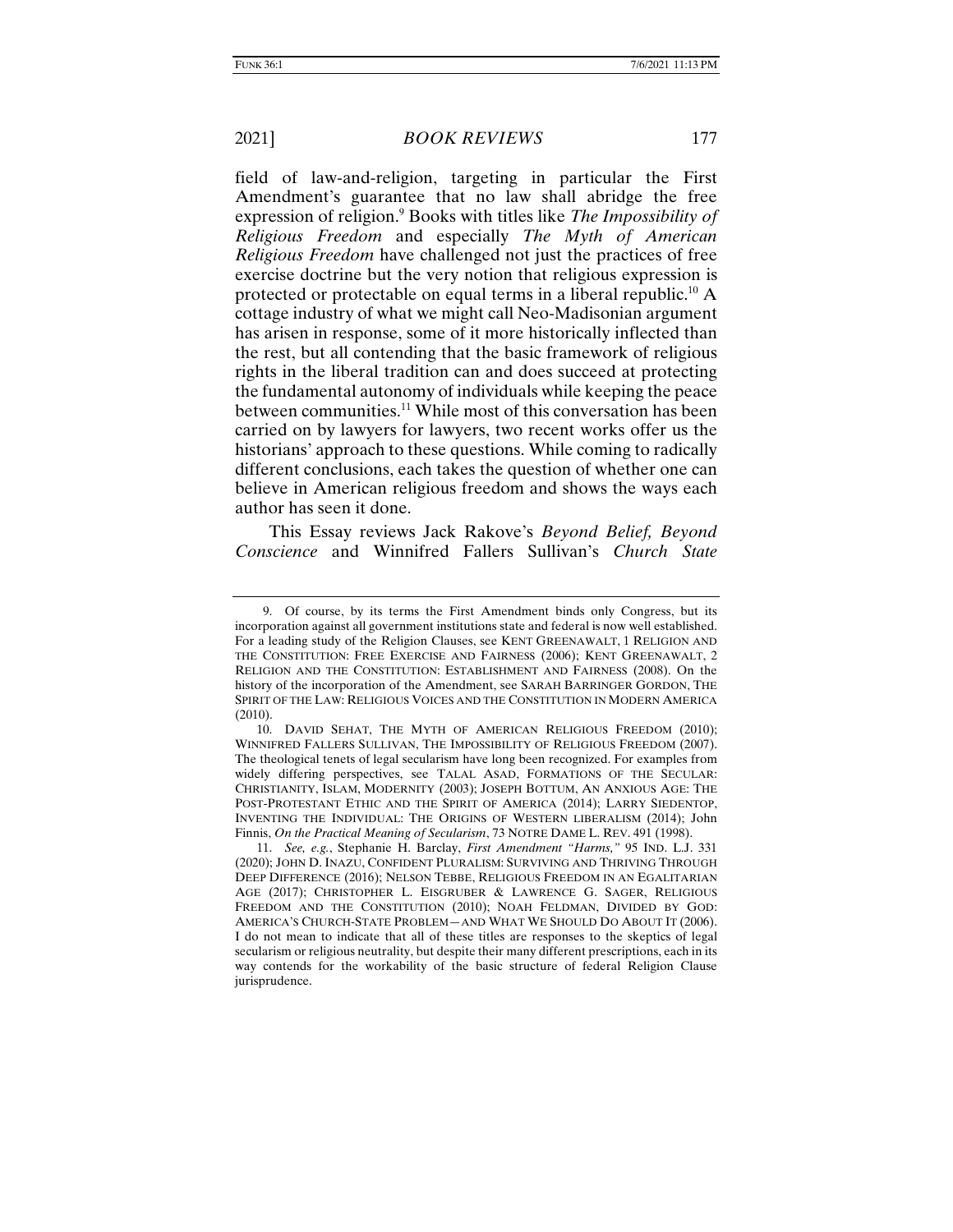field of law-and-religion, targeting in particular the First Amendment's guarantee that no law shall abridge the free expression of religion.[9] Books with titles like *The Impossibility of Religious Freedom* and especially *The Myth of American Religious Freedom* have challenged not just the practices of free exercise doctrine but the very notion that religious expression is protected or protectable on equal terms in a liberal republic.[10] A cottage industry of what we might call Neo-Madisonian argument has arisen in response, some of it more historically inflected than the rest, but all contending that the basic framework of religious rights in the liberal tradition can and does succeed at protecting the fundamental autonomy of individuals while keeping the peace between communities.[11] While most of this conversation has been carried on by lawyers for lawyers, two recent works offer us the historians' approach to these questions. While coming to radically different conclusions, each takes the question of whether one can believe in American religious freedom and shows the ways each author has seen it done.

This Essay reviews Jack Rakove's *Beyond Belief, Beyond Conscience* and Winnifred Fallers Sullivan's *Church State*

---

9. Of course, by its terms the First Amendment binds only Congress, but its incorporation against all government institutions state and federal is now well established. For a leading study of the Religion Clauses, see KENT GREENAWALT, 1 RELIGION AND THE CONSTITUTION: FREE EXERCISE AND FAIRNESS (2006); KENT GREENAWALT, 2 RELIGION AND THE CONSTITUTION: ESTABLISHMENT AND FAIRNESS (2008). On the history of the incorporation of the Amendment, see SARAH BARRINGER GORDON, THE SPIRIT OF THE LAW: RELIGIOUS VOICES AND THE CONSTITUTION IN MODERN AMERICA (2010).

10. DAVID SEHAT, THE MYTH OF AMERICAN RELIGIOUS FREEDOM (2010); WINNIFRED FALLERS SULLIVAN, THE IMPOSSIBILITY OF RELIGIOUS FREEDOM (2007). The theological tenets of legal secularism have long been recognized. For examples from widely differing perspectives, see TALAL ASAD, FORMATIONS OF THE SECULAR: CHRISTIANITY, ISLAM, MODERNITY (2003); JOSEPH BOTTUM, AN ANXIOUS AGE: THE POST-PROTESTANT ETHIC AND THE SPIRIT OF AMERICA (2014); LARRY SIEDENTOP, INVENTING THE INDIVIDUAL: THE ORIGINS OF WESTERN LIBERALISM (2014); John Finnis, *On the Practical Meaning of Secularism*, 73 NOTRE DAME L. REV. 491 (1998).

11. *See, e.g.*, Stephanie H. Barclay, *First Amendment "Harms,"* 95 IND. L.J. 331 (2020); JOHN D. INAZU, CONFIDENT PLURALISM: SURVIVING AND THRIVING THROUGH DEEP DIFFERENCE (2016); NELSON TEBBE, RELIGIOUS FREEDOM IN AN EGALITARIAN AGE (2017); CHRISTOPHER L. EISGRUBER & LAWRENCE G. SAGER, RELIGIOUS FREEDOM AND THE CONSTITUTION (2010); NOAH FELDMAN, DIVIDED BY GOD: AMERICA'S CHURCH-STATE PROBLEM—AND WHAT WE SHOULD DO ABOUT IT (2006). I do not mean to indicate that all of these titles are responses to the skeptics of legal secularism or religious neutrality, but despite their many different prescriptions, each in its way contends for the workability of the basic structure of federal Religion Clause jurisprudence.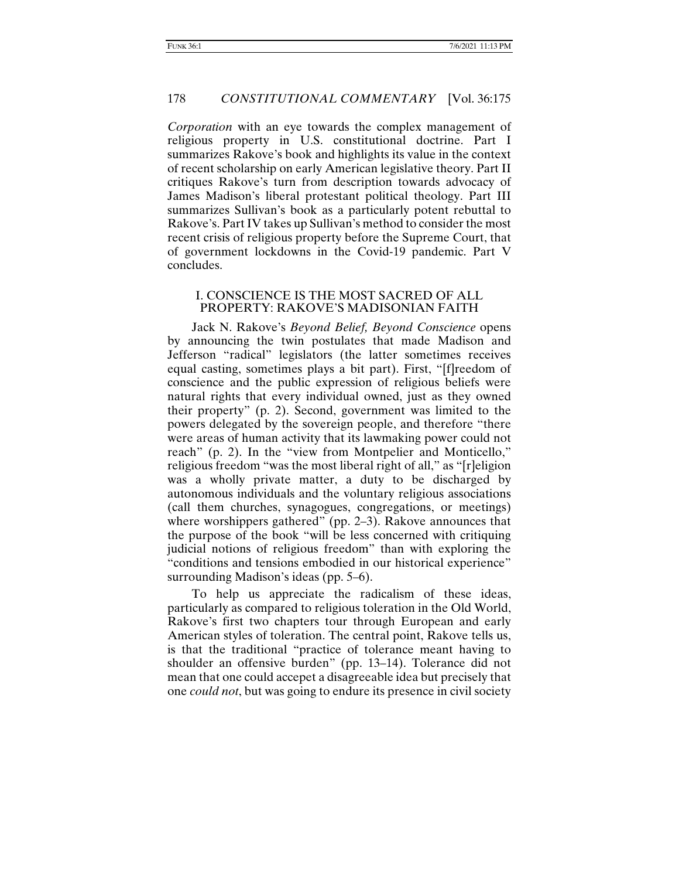*Corporation* with an eye towards the complex management of religious property in U.S. constitutional doctrine. Part I summarizes Rakove's book and highlights its value in the context of recent scholarship on early American legislative theory. Part II critiques Rakove's turn from description towards advocacy of James Madison's liberal protestant political theology. Part III summarizes Sullivan's book as a particularly potent rebuttal to Rakove's. Part IV takes up Sullivan's method to consider the most recent crisis of religious property before the Supreme Court, that of government lockdowns in the Covid-19 pandemic. Part V concludes.

## I. CONSCIENCE IS THE MOST SACRED OF ALL PROPERTY: RAKOVE'S MADISONIAN FAITH

Jack N. Rakove's *Beyond Belief, Beyond Conscience* opens by announcing the twin postulates that made Madison and Jefferson "radical" legislators (the latter sometimes receives equal casting, sometimes plays a bit part). First, "[f]reedom of conscience and the public expression of religious beliefs were natural rights that every individual owned, just as they owned their property" (p. 2). Second, government was limited to the powers delegated by the sovereign people, and therefore "there were areas of human activity that its lawmaking power could not reach" (p. 2). In the "view from Montpelier and Monticello," religious freedom "was the most liberal right of all," as "[r]eligion was a wholly private matter, a duty to be discharged by autonomous individuals and the voluntary religious associations (call them churches, synagogues, congregations, or meetings) where worshippers gathered" (pp. 2–3). Rakove announces that the purpose of the book "will be less concerned with critiquing judicial notions of religious freedom" than with exploring the "conditions and tensions embodied in our historical experience" surrounding Madison's ideas (pp. 5–6).

To help us appreciate the radicalism of these ideas, particularly as compared to religious toleration in the Old World, Rakove's first two chapters tour through European and early American styles of toleration. The central point, Rakove tells us, is that the traditional "practice of tolerance meant having to shoulder an offensive burden" (pp. 13–14). Tolerance did not mean that one could accepet a disagreeable idea but precisely that one *could not*, but was going to endure its presence in civil society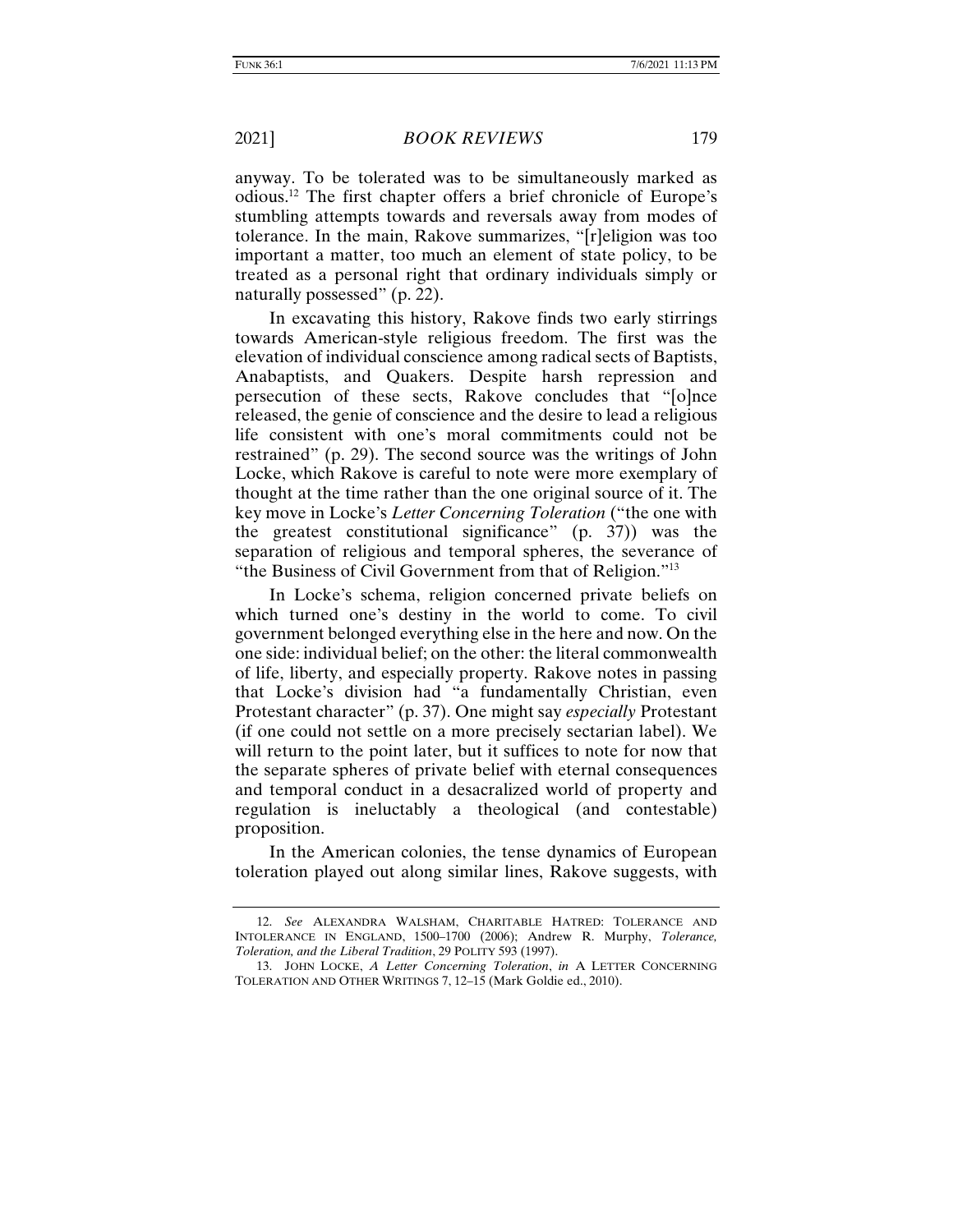anyway. To be tolerated was to be simultaneously marked as odious.[12] The first chapter offers a brief chronicle of Europe's stumbling attempts towards and reversals away from modes of tolerance. In the main, Rakove summarizes, "[r]eligion was too important a matter, too much an element of state policy, to be treated as a personal right that ordinary individuals simply or naturally possessed" (p. 22).

In excavating this history, Rakove finds two early stirrings towards American-style religious freedom. The first was the elevation of individual conscience among radical sects of Baptists, Anabaptists, and Quakers. Despite harsh repression and persecution of these sects, Rakove concludes that "[o]nce released, the genie of conscience and the desire to lead a religious life consistent with one's moral commitments could not be restrained" (p. 29). The second source was the writings of John Locke, which Rakove is careful to note were more exemplary of thought at the time rather than the one original source of it. The key move in Locke's *Letter Concerning Toleration* ("the one with the greatest constitutional significance" (p. 37)) was the separation of religious and temporal spheres, the severance of "the Business of Civil Government from that of Religion."[13]

In Locke's schema, religion concerned private beliefs on which turned one's destiny in the world to come. To civil government belonged everything else in the here and now. On the one side: individual belief; on the other: the literal commonwealth of life, liberty, and especially property. Rakove notes in passing that Locke's division had "a fundamentally Christian, even Protestant character" (p. 37). One might say *especially* Protestant (if one could not settle on a more precisely sectarian label). We will return to the point later, but it suffices to note for now that the separate spheres of private belief with eternal consequences and temporal conduct in a desacralized world of property and regulation is ineluctably a theological (and contestable) proposition.

In the American colonies, the tense dynamics of European toleration played out along similar lines, Rakove suggests, with

---

12. *See* ALEXANDRA WALSHAM, CHARITABLE HATRED: TOLERANCE AND INTOLERANCE IN ENGLAND, 1500–1700 (2006); Andrew R. Murphy, *Tolerance, Toleration, and the Liberal Tradition*, 29 POLITY 593 (1997).

13. JOHN LOCKE, *A Letter Concerning Toleration*, *in* A LETTER CONCERNING TOLERATION AND OTHER WRITINGS 7, 12–15 (Mark Goldie ed., 2010).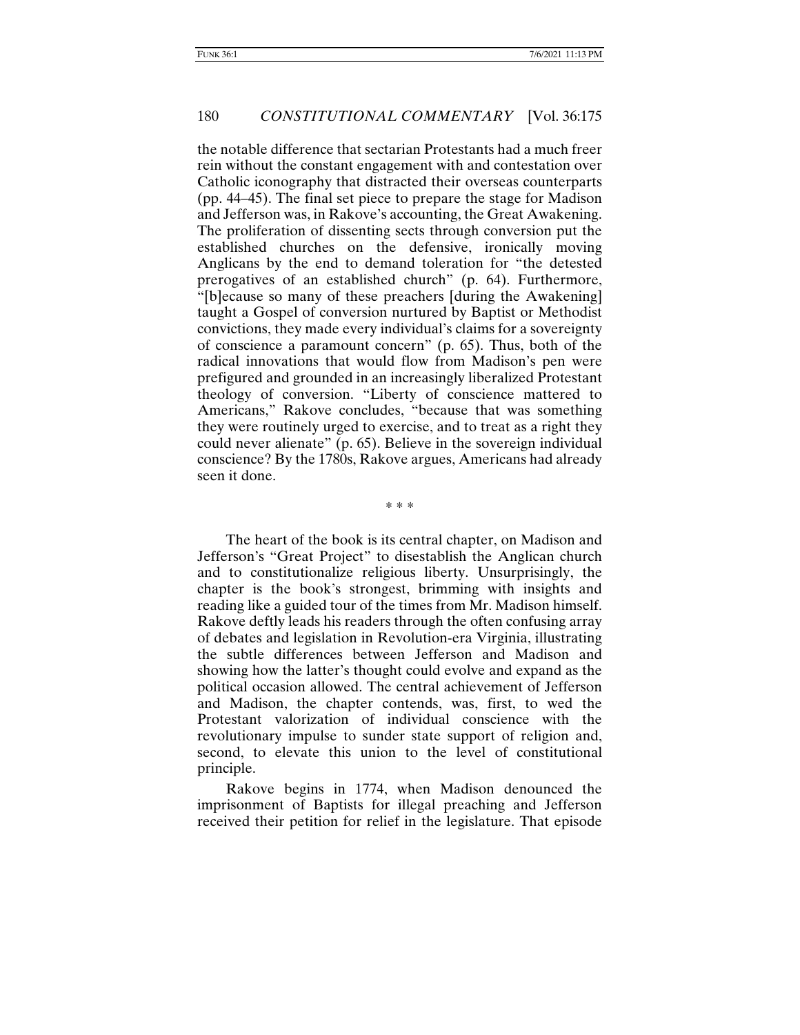the notable difference that sectarian Protestants had a much freer rein without the constant engagement with and contestation over Catholic iconography that distracted their overseas counterparts (pp. 44–45). The final set piece to prepare the stage for Madison and Jefferson was, in Rakove's accounting, the Great Awakening. The proliferation of dissenting sects through conversion put the established churches on the defensive, ironically moving Anglicans by the end to demand toleration for "the detested prerogatives of an established church" (p. 64). Furthermore, "[b]ecause so many of these preachers [during the Awakening] taught a Gospel of conversion nurtured by Baptist or Methodist convictions, they made every individual's claims for a sovereignty of conscience a paramount concern" (p. 65). Thus, both of the radical innovations that would flow from Madison's pen were prefigured and grounded in an increasingly liberalized Protestant theology of conversion. "Liberty of conscience mattered to Americans," Rakove concludes, "because that was something they were routinely urged to exercise, and to treat as a right they could never alienate" (p. 65). Believe in the sovereign individual conscience? By the 1780s, Rakove argues, Americans had already seen it done.

\* \* \*

The heart of the book is its central chapter, on Madison and Jefferson's "Great Project" to disestablish the Anglican church and to constitutionalize religious liberty. Unsurprisingly, the chapter is the book's strongest, brimming with insights and reading like a guided tour of the times from Mr. Madison himself. Rakove deftly leads his readers through the often confusing array of debates and legislation in Revolution-era Virginia, illustrating the subtle differences between Jefferson and Madison and showing how the latter's thought could evolve and expand as the political occasion allowed. The central achievement of Jefferson and Madison, the chapter contends, was, first, to wed the Protestant valorization of individual conscience with the revolutionary impulse to sunder state support of religion and, second, to elevate this union to the level of constitutional principle.

Rakove begins in 1774, when Madison denounced the imprisonment of Baptists for illegal preaching and Jefferson received their petition for relief in the legislature. That episode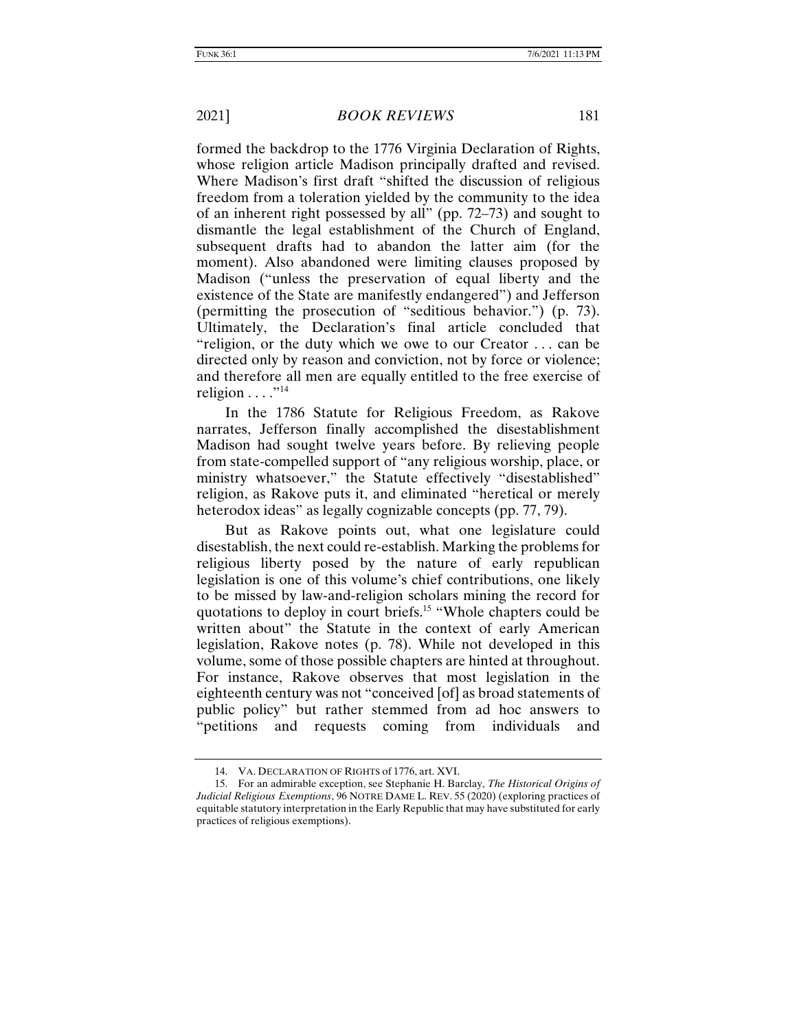formed the backdrop to the 1776 Virginia Declaration of Rights, whose religion article Madison principally drafted and revised. Where Madison's first draft "shifted the discussion of religious freedom from a toleration yielded by the community to the idea of an inherent right possessed by all" (pp. 72–73) and sought to dismantle the legal establishment of the Church of England, subsequent drafts had to abandon the latter aim (for the moment). Also abandoned were limiting clauses proposed by Madison ("unless the preservation of equal liberty and the existence of the State are manifestly endangered") and Jefferson (permitting the prosecution of "seditious behavior.") (p. 73). Ultimately, the Declaration's final article concluded that "religion, or the duty which we owe to our Creator . . . can be directed only by reason and conviction, not by force or violence; and therefore all men are equally entitled to the free exercise of religion . . . ."[14]

In the 1786 Statute for Religious Freedom, as Rakove narrates, Jefferson finally accomplished the disestablishment Madison had sought twelve years before. By relieving people from state-compelled support of "any religious worship, place, or ministry whatsoever," the Statute effectively "disestablished" religion, as Rakove puts it, and eliminated "heretical or merely heterodox ideas" as legally cognizable concepts (pp. 77, 79).

But as Rakove points out, what one legislature could disestablish, the next could re-establish. Marking the problems for religious liberty posed by the nature of early republican legislation is one of this volume's chief contributions, one likely to be missed by law-and-religion scholars mining the record for quotations to deploy in court briefs.[15] "Whole chapters could be written about" the Statute in the context of early American legislation, Rakove notes (p. 78). While not developed in this volume, some of those possible chapters are hinted at throughout. For instance, Rakove observes that most legislation in the eighteenth century was not "conceived [of] as broad statements of public policy" but rather stemmed from ad hoc answers to "petitions and requests coming from individuals and

---

14. VA. DECLARATION OF RIGHTS of 1776, art. XVI.

15. For an admirable exception, see Stephanie H. Barclay, *The Historical Origins of Judicial Religious Exemptions*, 96 NOTRE DAME L. REV. 55 (2020) (exploring practices of equitable statutory interpretation in the Early Republic that may have substituted for early practices of religious exemptions).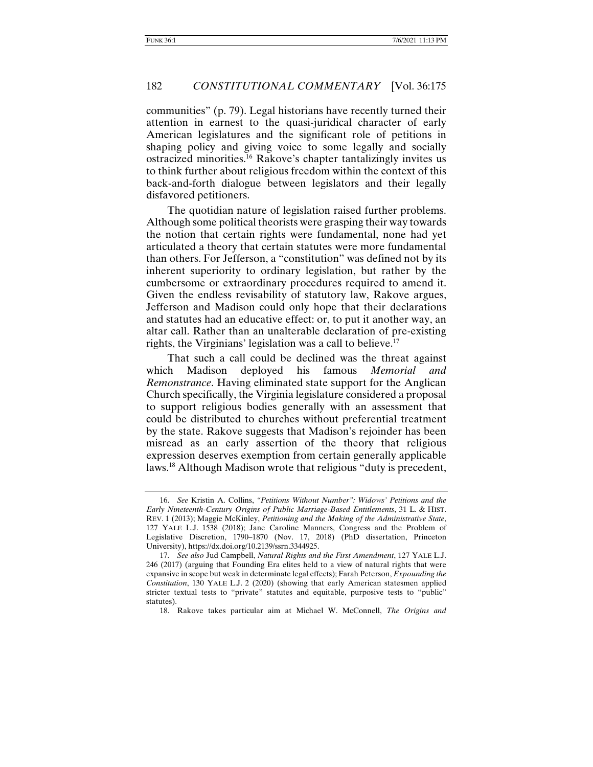communities" (p. 79). Legal historians have recently turned their attention in earnest to the quasi-juridical character of early American legislatures and the significant role of petitions in shaping policy and giving voice to some legally and socially ostracized minorities.[16] Rakove's chapter tantalizingly invites us to think further about religious freedom within the context of this back-and-forth dialogue between legislators and their legally disfavored petitioners.

The quotidian nature of legislation raised further problems. Although some political theorists were grasping their way towards the notion that certain rights were fundamental, none had yet articulated a theory that certain statutes were more fundamental than others. For Jefferson, a "constitution" was defined not by its inherent superiority to ordinary legislation, but rather by the cumbersome or extraordinary procedures required to amend it. Given the endless revisability of statutory law, Rakove argues, Jefferson and Madison could only hope that their declarations and statutes had an educative effect: or, to put it another way, an altar call. Rather than an unalterable declaration of pre-existing rights, the Virginians' legislation was a call to believe.[17]

That such a call could be declined was the threat against which Madison deployed his famous *Memorial and Remonstrance*. Having eliminated state support for the Anglican Church specifically, the Virginia legislature considered a proposal to support religious bodies generally with an assessment that could be distributed to churches without preferential treatment by the state. Rakove suggests that Madison's rejoinder has been misread as an early assertion of the theory that religious expression deserves exemption from certain generally applicable laws.[18] Although Madison wrote that religious "duty is precedent,

---

16. *See* Kristin A. Collins, *"Petitions Without Number": Widows' Petitions and the Early Nineteenth-Century Origins of Public Marriage-Based Entitlements*, 31 L. & HIST. REV. 1 (2013); Maggie McKinley, *Petitioning and the Making of the Administrative State*, 127 YALE L.J. 1538 (2018); Jane Caroline Manners, Congress and the Problem of Legislative Discretion, 1790–1870 (Nov. 17, 2018) (PhD dissertation, Princeton University), https://dx.doi.org/10.2139/ssrn.3344925.

17. *See also* Jud Campbell, *Natural Rights and the First Amendment*, 127 YALE L.J. 246 (2017) (arguing that Founding Era elites held to a view of natural rights that were expansive in scope but weak in determinate legal effects); Farah Peterson, *Expounding the Constitution*, 130 YALE L.J. 2 (2020) (showing that early American statesmen applied stricter textual tests to "private" statutes and equitable, purposive tests to "public" statutes).

18. Rakove takes particular aim at Michael W. McConnell, *The Origins and*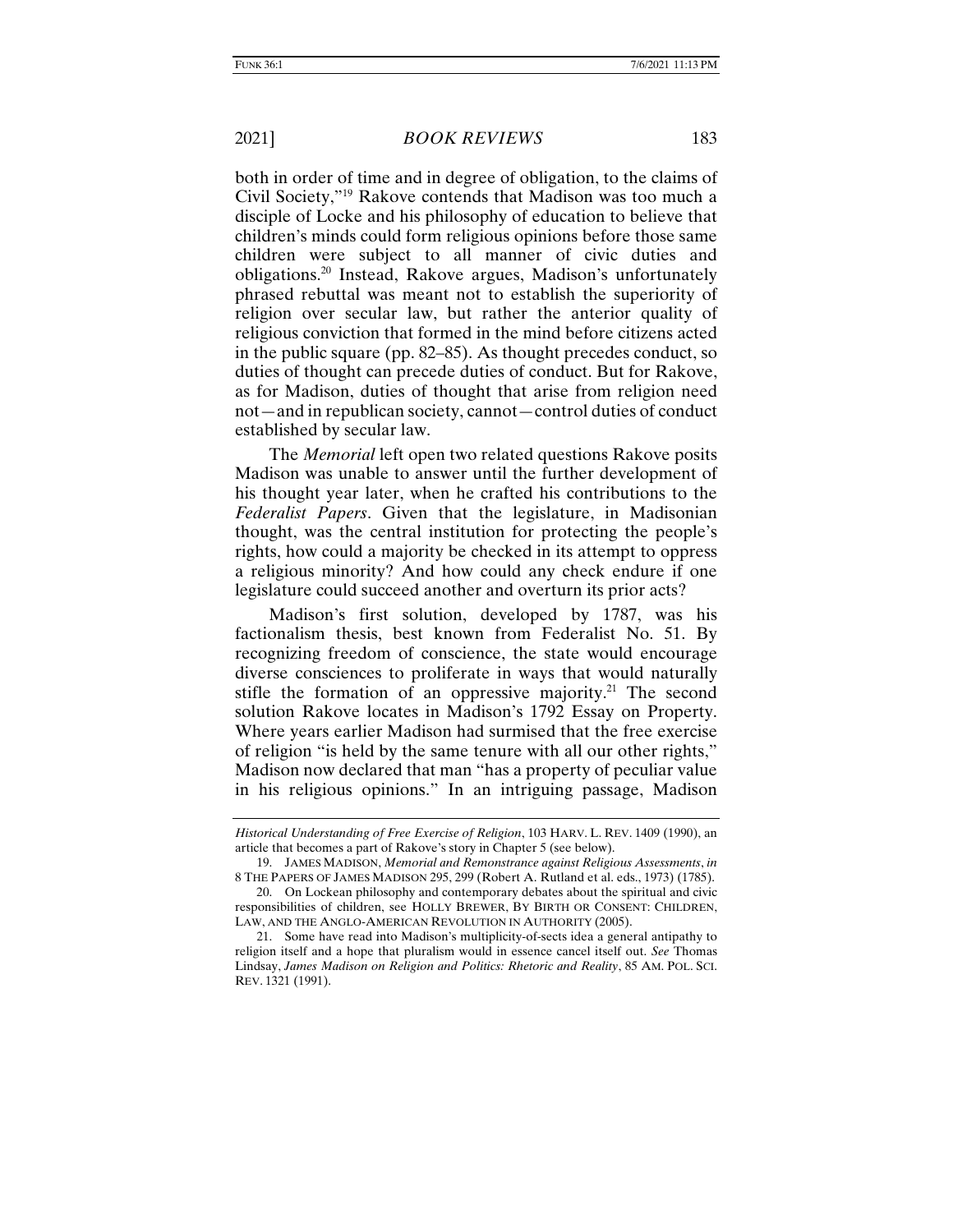both in order of time and in degree of obligation, to the claims of Civil Society,"[19] Rakove contends that Madison was too much a disciple of Locke and his philosophy of education to believe that children's minds could form religious opinions before those same children were subject to all manner of civic duties and obligations.[20] Instead, Rakove argues, Madison's unfortunately phrased rebuttal was meant not to establish the superiority of religion over secular law, but rather the anterior quality of religious conviction that formed in the mind before citizens acted in the public square (pp. 82–85). As thought precedes conduct, so duties of thought can precede duties of conduct. But for Rakove, as for Madison, duties of thought that arise from religion need not—and in republican society, cannot—control duties of conduct established by secular law.

The *Memorial* left open two related questions Rakove posits Madison was unable to answer until the further development of his thought year later, when he crafted his contributions to the *Federalist Papers*. Given that the legislature, in Madisonian thought, was the central institution for protecting the people's rights, how could a majority be checked in its attempt to oppress a religious minority? And how could any check endure if one legislature could succeed another and overturn its prior acts?

Madison's first solution, developed by 1787, was his factionalism thesis, best known from Federalist No. 51. By recognizing freedom of conscience, the state would encourage diverse consciences to proliferate in ways that would naturally stifle the formation of an oppressive majority.[21] The second solution Rakove locates in Madison's 1792 Essay on Property. Where years earlier Madison had surmised that the free exercise of religion "is held by the same tenure with all our other rights," Madison now declared that man "has a property of peculiar value in his religious opinions." In an intriguing passage, Madison

---

*Historical Understanding of Free Exercise of Religion*, 103 HARV. L. REV. 1409 (1990), an article that becomes a part of Rakove's story in Chapter 5 (see below).

19. JAMES MADISON, *Memorial and Remonstrance against Religious Assessments*, *in* 8 THE PAPERS OF JAMES MADISON 295, 299 (Robert A. Rutland et al. eds., 1973) (1785).

20. On Lockean philosophy and contemporary debates about the spiritual and civic responsibilities of children, see HOLLY BREWER, BY BIRTH OR CONSENT: CHILDREN, LAW, AND THE ANGLO-AMERICAN REVOLUTION IN AUTHORITY (2005).

21. Some have read into Madison's multiplicity-of-sects idea a general antipathy to religion itself and a hope that pluralism would in essence cancel itself out. *See* Thomas Lindsay, *James Madison on Religion and Politics: Rhetoric and Reality*, 85 AM. POL. SCI. REV. 1321 (1991).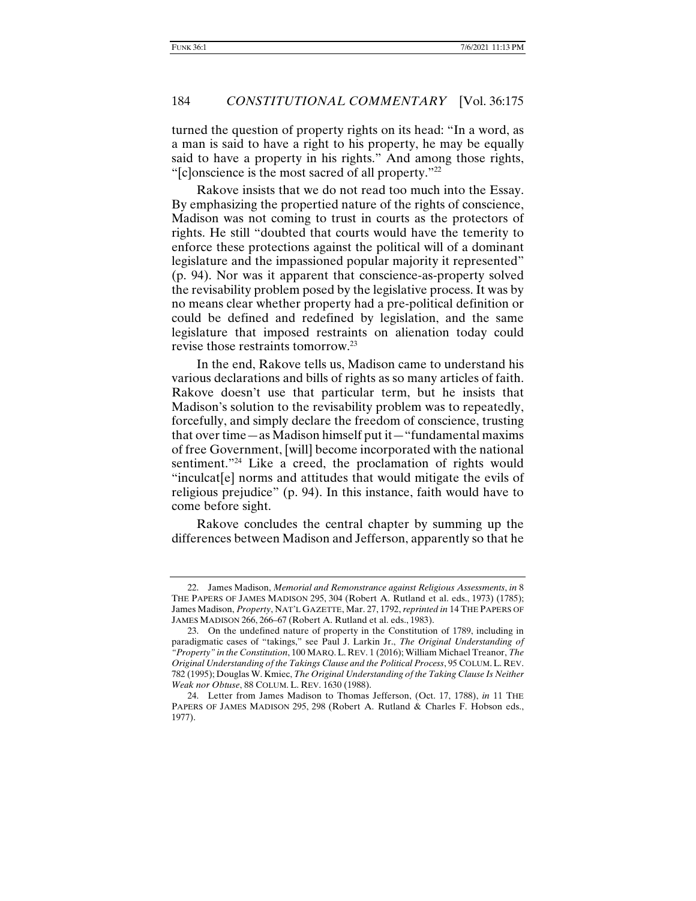turned the question of property rights on its head: "In a word, as a man is said to have a right to his property, he may be equally said to have a property in his rights." And among those rights, "[c]onscience is the most sacred of all property."[22]

Rakove insists that we do not read too much into the Essay. By emphasizing the propertied nature of the rights of conscience, Madison was not coming to trust in courts as the protectors of rights. He still "doubted that courts would have the temerity to enforce these protections against the political will of a dominant legislature and the impassioned popular majority it represented" (p. 94). Nor was it apparent that conscience-as-property solved the revisability problem posed by the legislative process. It was by no means clear whether property had a pre-political definition or could be defined and redefined by legislation, and the same legislature that imposed restraints on alienation today could revise those restraints tomorrow.[23]

In the end, Rakove tells us, Madison came to understand his various declarations and bills of rights as so many articles of faith. Rakove doesn't use that particular term, but he insists that Madison's solution to the revisability problem was to repeatedly, forcefully, and simply declare the freedom of conscience, trusting that over time—as Madison himself put it—"fundamental maxims of free Government, [will] become incorporated with the national sentiment."[24] Like a creed, the proclamation of rights would "inculcat[e] norms and attitudes that would mitigate the evils of religious prejudice" (p. 94). In this instance, faith would have to come before sight.

Rakove concludes the central chapter by summing up the differences between Madison and Jefferson, apparently so that he

---

22. James Madison, *Memorial and Remonstrance against Religious Assessments*, *in* 8 THE PAPERS OF JAMES MADISON 295, 304 (Robert A. Rutland et al. eds., 1973) (1785); James Madison, *Property*, NAT'L GAZETTE, Mar. 27, 1792, *reprinted in* 14 THE PAPERS OF JAMES MADISON 266, 266–67 (Robert A. Rutland et al. eds., 1983).

23. On the undefined nature of property in the Constitution of 1789, including in paradigmatic cases of "takings," see Paul J. Larkin Jr., *The Original Understanding of "Property" in the Constitution*, 100 MARQ. L. REV. 1 (2016); William Michael Treanor, *The Original Understanding of the Takings Clause and the Political Process*, 95 COLUM. L. REV. 782 (1995); Douglas W. Kmiec, *The Original Understanding of the Taking Clause Is Neither Weak nor Obtuse*, 88 COLUM. L. REV. 1630 (1988).

24. Letter from James Madison to Thomas Jefferson, (Oct. 17, 1788), *in* 11 THE PAPERS OF JAMES MADISON 295, 298 (Robert A. Rutland & Charles F. Hobson eds., 1977).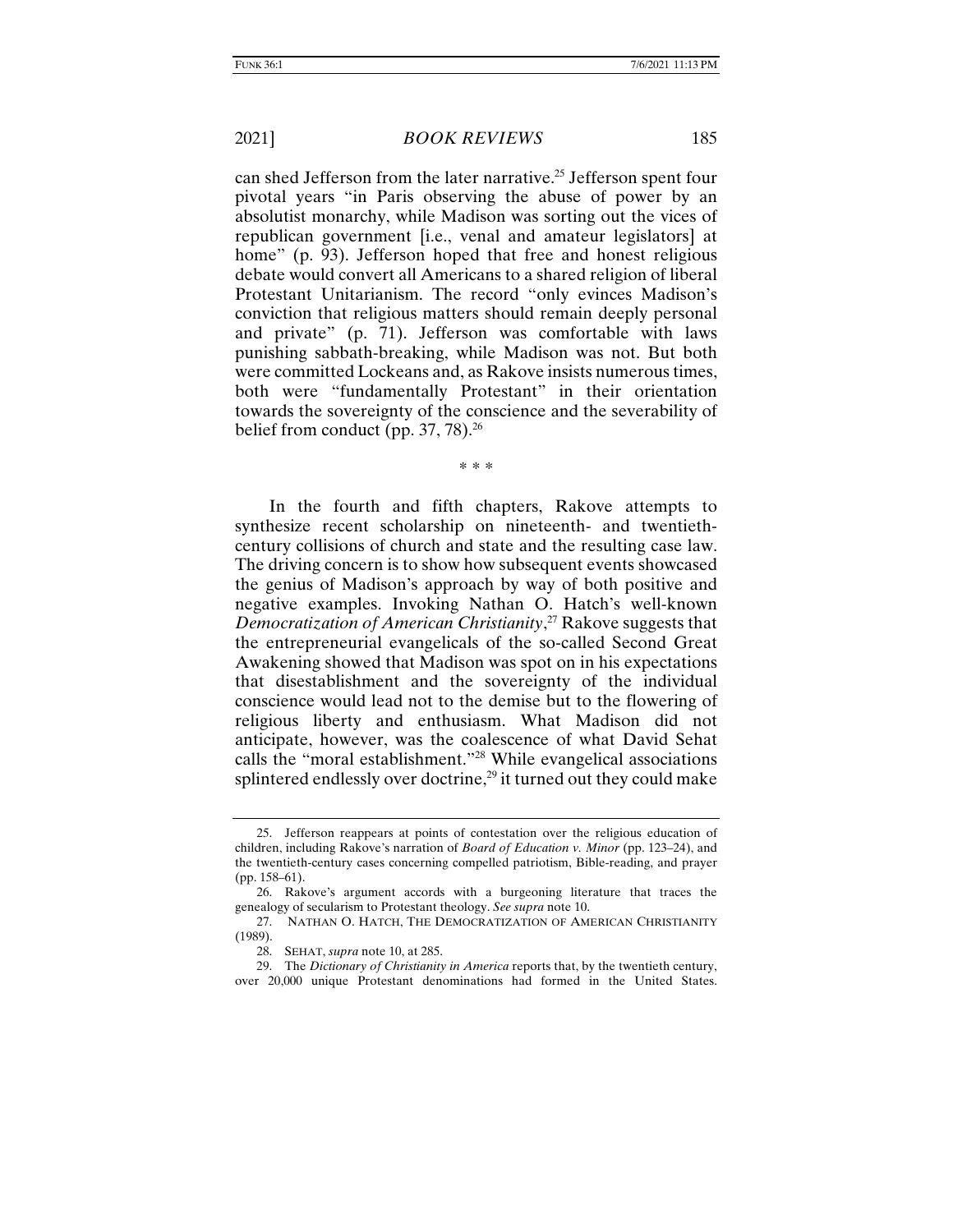can shed Jefferson from the later narrative.[25] Jefferson spent four pivotal years "in Paris observing the abuse of power by an absolutist monarchy, while Madison was sorting out the vices of republican government [i.e., venal and amateur legislators] at home" (p. 93). Jefferson hoped that free and honest religious debate would convert all Americans to a shared religion of liberal Protestant Unitarianism. The record "only evinces Madison's conviction that religious matters should remain deeply personal and private" (p. 71). Jefferson was comfortable with laws punishing sabbath-breaking, while Madison was not. But both were committed Lockeans and, as Rakove insists numerous times, both were "fundamentally Protestant" in their orientation towards the sovereignty of the conscience and the severability of belief from conduct (pp. 37, 78).[26]

\* \* \*

In the fourth and fifth chapters, Rakove attempts to synthesize recent scholarship on nineteenth- and twentieth-century collisions of church and state and the resulting case law. The driving concern is to show how subsequent events showcased the genius of Madison's approach by way of both positive and negative examples. Invoking Nathan O. Hatch's well-known *Democratization of American Christianity*,[27] Rakove suggests that the entrepreneurial evangelicals of the so-called Second Great Awakening showed that Madison was spot on in his expectations that disestablishment and the sovereignty of the individual conscience would lead not to the demise but to the flowering of religious liberty and enthusiasm. What Madison did not anticipate, however, was the coalescence of what David Sehat calls the "moral establishment."[28] While evangelical associations splintered endlessly over doctrine,[29] it turned out they could make

---

25. Jefferson reappears at points of contestation over the religious education of children, including Rakove's narration of *Board of Education v. Minor* (pp. 123–24), and the twentieth-century cases concerning compelled patriotism, Bible-reading, and prayer (pp. 158–61).

26. Rakove's argument accords with a burgeoning literature that traces the genealogy of secularism to Protestant theology. *See supra* note 10.

27. NATHAN O. HATCH, THE DEMOCRATIZATION OF AMERICAN CHRISTIANITY (1989).

28. SEHAT, *supra* note 10, at 285.

29. The *Dictionary of Christianity in America* reports that, by the twentieth century, over 20,000 unique Protestant denominations had formed in the United States.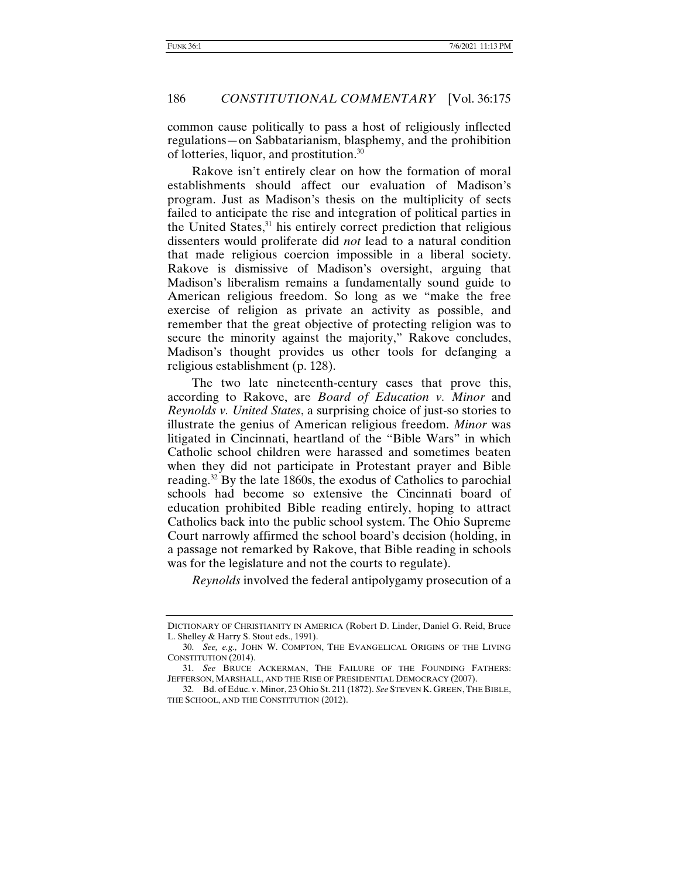common cause politically to pass a host of religiously inflected regulations—on Sabbatarianism, blasphemy, and the prohibition of lotteries, liquor, and prostitution.[30]

Rakove isn't entirely clear on how the formation of moral establishments should affect our evaluation of Madison's program. Just as Madison's thesis on the multiplicity of sects failed to anticipate the rise and integration of political parties in the United States,[31] his entirely correct prediction that religious dissenters would proliferate did *not* lead to a natural condition that made religious coercion impossible in a liberal society. Rakove is dismissive of Madison's oversight, arguing that Madison's liberalism remains a fundamentally sound guide to American religious freedom. So long as we "make the free exercise of religion as private an activity as possible, and remember that the great objective of protecting religion was to secure the minority against the majority," Rakove concludes, Madison's thought provides us other tools for defanging a religious establishment (p. 128).

The two late nineteenth-century cases that prove this, according to Rakove, are *Board of Education v. Minor* and *Reynolds v. United States*, a surprising choice of just-so stories to illustrate the genius of American religious freedom. *Minor* was litigated in Cincinnati, heartland of the "Bible Wars" in which Catholic school children were harassed and sometimes beaten when they did not participate in Protestant prayer and Bible reading.[32] By the late 1860s, the exodus of Catholics to parochial schools had become so extensive the Cincinnati board of education prohibited Bible reading entirely, hoping to attract Catholics back into the public school system. The Ohio Supreme Court narrowly affirmed the school board's decision (holding, in a passage not remarked by Rakove, that Bible reading in schools was for the legislature and not the courts to regulate).

*Reynolds* involved the federal antipolygamy prosecution of a

---

DICTIONARY OF CHRISTIANITY IN AMERICA (Robert D. Linder, Daniel G. Reid, Bruce L. Shelley & Harry S. Stout eds., 1991).

30. *See, e.g.,* JOHN W. COMPTON, THE EVANGELICAL ORIGINS OF THE LIVING CONSTITUTION (2014).

31. *See* BRUCE ACKERMAN, THE FAILURE OF THE FOUNDING FATHERS: JEFFERSON, MARSHALL, AND THE RISE OF PRESIDENTIAL DEMOCRACY (2007).

32. Bd. of Educ. v. Minor, 23 Ohio St. 211 (1872). *See* STEVEN K. GREEN, THE BIBLE, THE SCHOOL, AND THE CONSTITUTION (2012).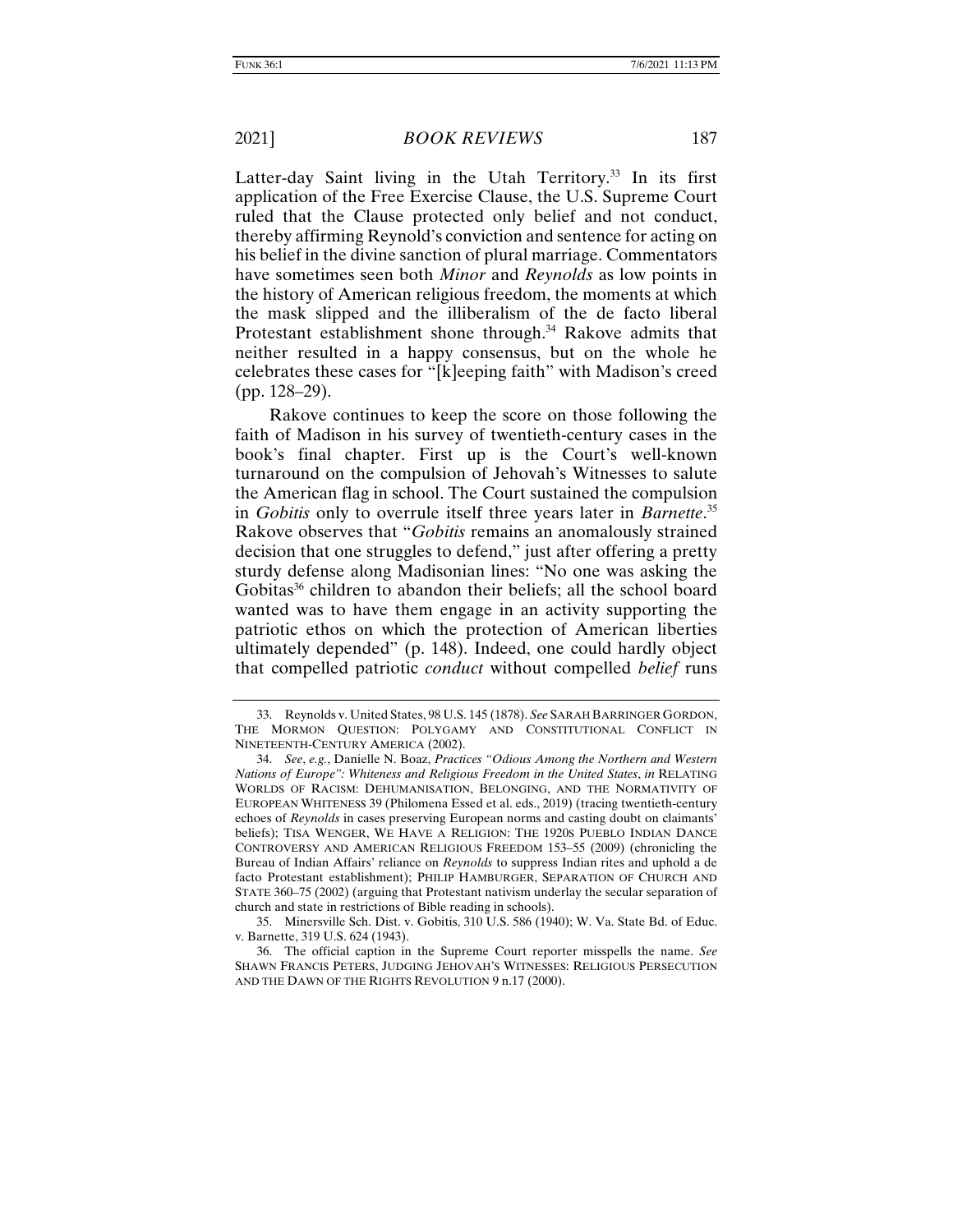Latter-day Saint living in the Utah Territory.[33] In its first application of the Free Exercise Clause, the U.S. Supreme Court ruled that the Clause protected only belief and not conduct, thereby affirming Reynold's conviction and sentence for acting on his belief in the divine sanction of plural marriage. Commentators have sometimes seen both *Minor* and *Reynolds* as low points in the history of American religious freedom, the moments at which the mask slipped and the illiberalism of the de facto liberal Protestant establishment shone through.[34] Rakove admits that neither resulted in a happy consensus, but on the whole he celebrates these cases for "[k]eeping faith" with Madison's creed (pp. 128–29).

Rakove continues to keep the score on those following the faith of Madison in his survey of twentieth-century cases in the book's final chapter. First up is the Court's well-known turnaround on the compulsion of Jehovah's Witnesses to salute the American flag in school. The Court sustained the compulsion in *Gobitis* only to overrule itself three years later in *Barnette*.[35] Rakove observes that "*Gobitis* remains an anomalously strained decision that one struggles to defend," just after offering a pretty sturdy defense along Madisonian lines: "No one was asking the Gobitas[36] children to abandon their beliefs; all the school board wanted was to have them engage in an activity supporting the patriotic ethos on which the protection of American liberties ultimately depended" (p. 148). Indeed, one could hardly object that compelled patriotic *conduct* without compelled *belief* runs

---

33. Reynolds v. United States, 98 U.S. 145 (1878). *See* SARAH BARRINGER GORDON, THE MORMON QUESTION: POLYGAMY AND CONSTITUTIONAL CONFLICT IN NINETEENTH-CENTURY AMERICA (2002).

34. *See*, *e.g.*, Danielle N. Boaz, *Practices "Odious Among the Northern and Western Nations of Europe": Whiteness and Religious Freedom in the United States*, *in* RELATING WORLDS OF RACISM: DEHUMANISATION, BELONGING, AND THE NORMATIVITY OF EUROPEAN WHITENESS 39 (Philomena Essed et al. eds., 2019) (tracing twentieth-century echoes of *Reynolds* in cases preserving European norms and casting doubt on claimants' beliefs); TISA WENGER, WE HAVE A RELIGION: THE 1920S PUEBLO INDIAN DANCE CONTROVERSY AND AMERICAN RELIGIOUS FREEDOM 153–55 (2009) (chronicling the Bureau of Indian Affairs' reliance on *Reynolds* to suppress Indian rites and uphold a de facto Protestant establishment); PHILIP HAMBURGER, SEPARATION OF CHURCH AND STATE 360–75 (2002) (arguing that Protestant nativism underlay the secular separation of church and state in restrictions of Bible reading in schools).

35. Minersville Sch. Dist. v. Gobitis, 310 U.S. 586 (1940); W. Va. State Bd. of Educ. v. Barnette, 319 U.S. 624 (1943).

36. The official caption in the Supreme Court reporter misspells the name. *See* SHAWN FRANCIS PETERS, JUDGING JEHOVAH'S WITNESSES: RELIGIOUS PERSECUTION AND THE DAWN OF THE RIGHTS REVOLUTION 9 n.17 (2000).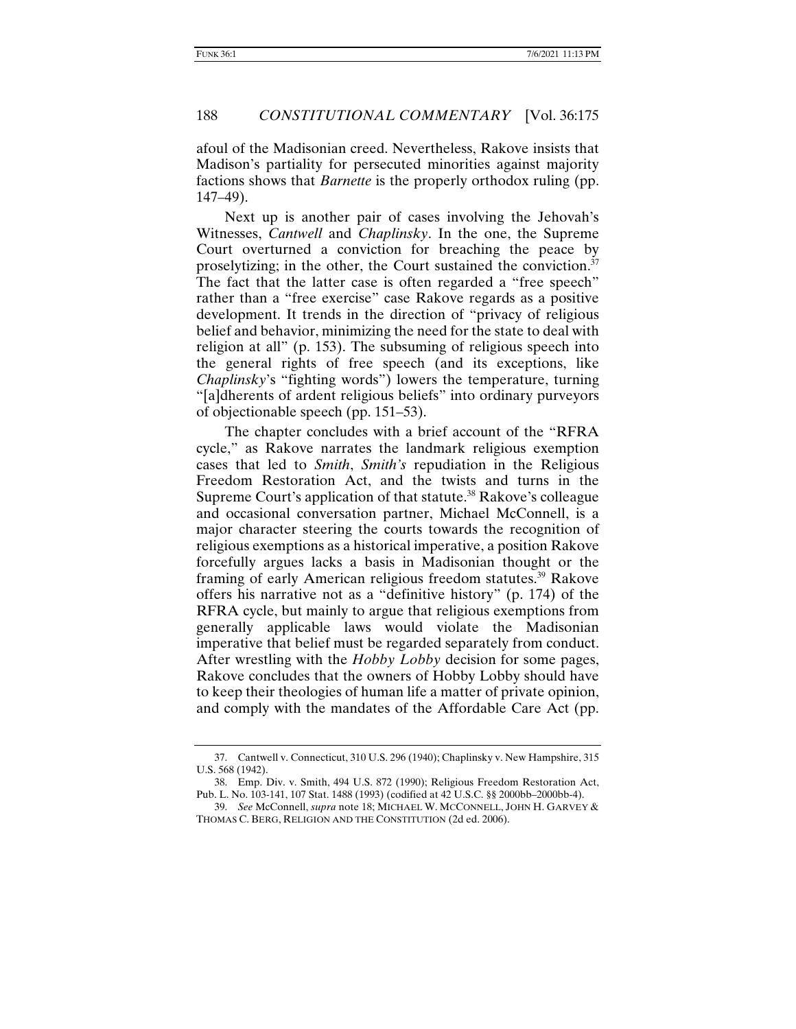afoul of the Madisonian creed. Nevertheless, Rakove insists that Madison's partiality for persecuted minorities against majority factions shows that *Barnette* is the properly orthodox ruling (pp. 147–49).

Next up is another pair of cases involving the Jehovah's Witnesses, *Cantwell* and *Chaplinsky*. In the one, the Supreme Court overturned a conviction for breaching the peace by proselytizing; in the other, the Court sustained the conviction.[37] The fact that the latter case is often regarded a "free speech" rather than a "free exercise" case Rakove regards as a positive development. It trends in the direction of "privacy of religious belief and behavior, minimizing the need for the state to deal with religion at all" (p. 153). The subsuming of religious speech into the general rights of free speech (and its exceptions, like *Chaplinsky*'s "fighting words") lowers the temperature, turning "[a]dherents of ardent religious beliefs" into ordinary purveyors of objectionable speech (pp. 151–53).

The chapter concludes with a brief account of the "RFRA cycle," as Rakove narrates the landmark religious exemption cases that led to *Smith*, *Smith's* repudiation in the Religious Freedom Restoration Act, and the twists and turns in the Supreme Court's application of that statute.[38] Rakove's colleague and occasional conversation partner, Michael McConnell, is a major character steering the courts towards the recognition of religious exemptions as a historical imperative, a position Rakove forcefully argues lacks a basis in Madisonian thought or the framing of early American religious freedom statutes.[39] Rakove offers his narrative not as a "definitive history" (p. 174) of the RFRA cycle, but mainly to argue that religious exemptions from generally applicable laws would violate the Madisonian imperative that belief must be regarded separately from conduct. After wrestling with the *Hobby Lobby* decision for some pages, Rakove concludes that the owners of Hobby Lobby should have to keep their theologies of human life a matter of private opinion, and comply with the mandates of the Affordable Care Act (pp.

---

37. Cantwell v. Connecticut, 310 U.S. 296 (1940); Chaplinsky v. New Hampshire, 315 U.S. 568 (1942).

38. Emp. Div. v. Smith, 494 U.S. 872 (1990); Religious Freedom Restoration Act, Pub. L. No. 103-141, 107 Stat. 1488 (1993) (codified at 42 U.S.C. §§ 2000bb–2000bb-4).

39. *See* McConnell, *supra* note 18; MICHAEL W. MCCONNELL, JOHN H. GARVEY & THOMAS C. BERG, RELIGION AND THE CONSTITUTION (2d ed. 2006).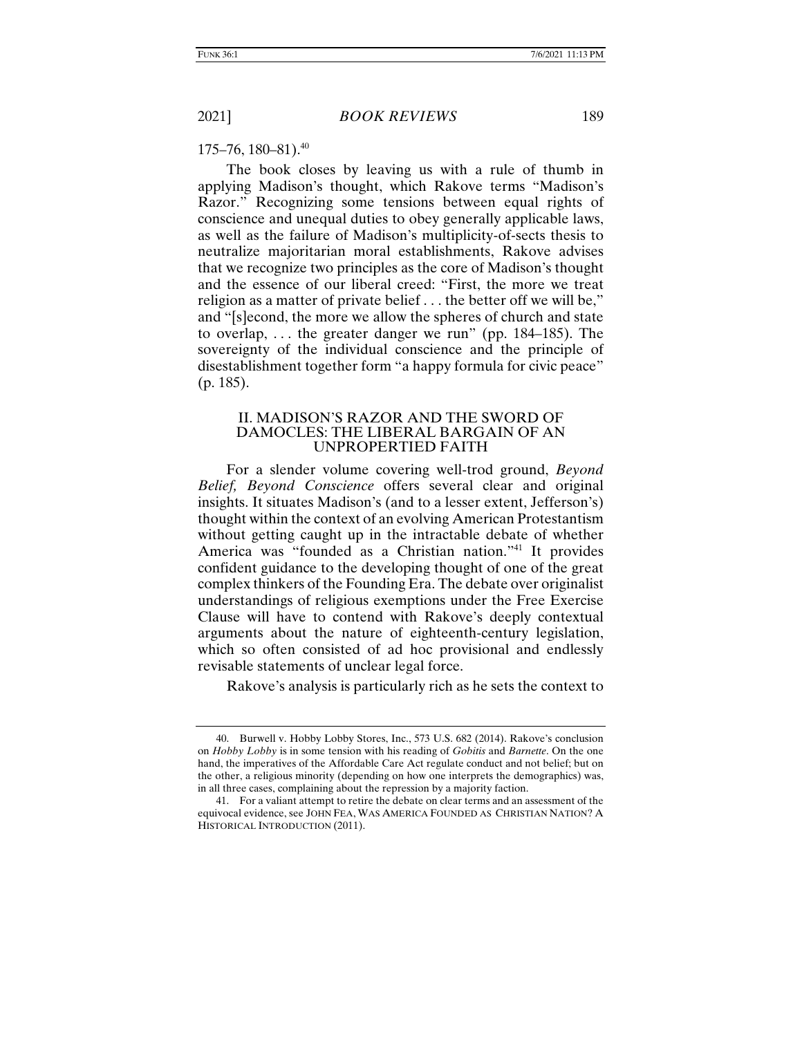175–76, 180–81).[40]

The book closes by leaving us with a rule of thumb in applying Madison's thought, which Rakove terms "Madison's Razor." Recognizing some tensions between equal rights of conscience and unequal duties to obey generally applicable laws, as well as the failure of Madison's multiplicity-of-sects thesis to neutralize majoritarian moral establishments, Rakove advises that we recognize two principles as the core of Madison's thought and the essence of our liberal creed: "First, the more we treat religion as a matter of private belief . . . the better off we will be," and "[s]econd, the more we allow the spheres of church and state to overlap, . . . the greater danger we run" (pp. 184–185). The sovereignty of the individual conscience and the principle of disestablishment together form "a happy formula for civic peace" (p. 185).

## II. MADISON'S RAZOR AND THE SWORD OF DAMOCLES: THE LIBERAL BARGAIN OF AN UNPROPERTIED FAITH

For a slender volume covering well-trod ground, *Beyond Belief, Beyond Conscience* offers several clear and original insights. It situates Madison's (and to a lesser extent, Jefferson's) thought within the context of an evolving American Protestantism without getting caught up in the intractable debate of whether America was "founded as a Christian nation."[41] It provides confident guidance to the developing thought of one of the great complex thinkers of the Founding Era. The debate over originalist understandings of religious exemptions under the Free Exercise Clause will have to contend with Rakove's deeply contextual arguments about the nature of eighteenth-century legislation, which so often consisted of ad hoc provisional and endlessly revisable statements of unclear legal force.

Rakove's analysis is particularly rich as he sets the context to

---

40. Burwell v. Hobby Lobby Stores, Inc., 573 U.S. 682 (2014). Rakove's conclusion on *Hobby Lobby* is in some tension with his reading of *Gobitis* and *Barnette*. On the one hand, the imperatives of the Affordable Care Act regulate conduct and not belief; but on the other, a religious minority (depending on how one interprets the demographics) was, in all three cases, complaining about the repression by a majority faction.

41. For a valiant attempt to retire the debate on clear terms and an assessment of the equivocal evidence, see JOHN FEA, WAS AMERICA FOUNDED AS CHRISTIAN NATION? A HISTORICAL INTRODUCTION (2011).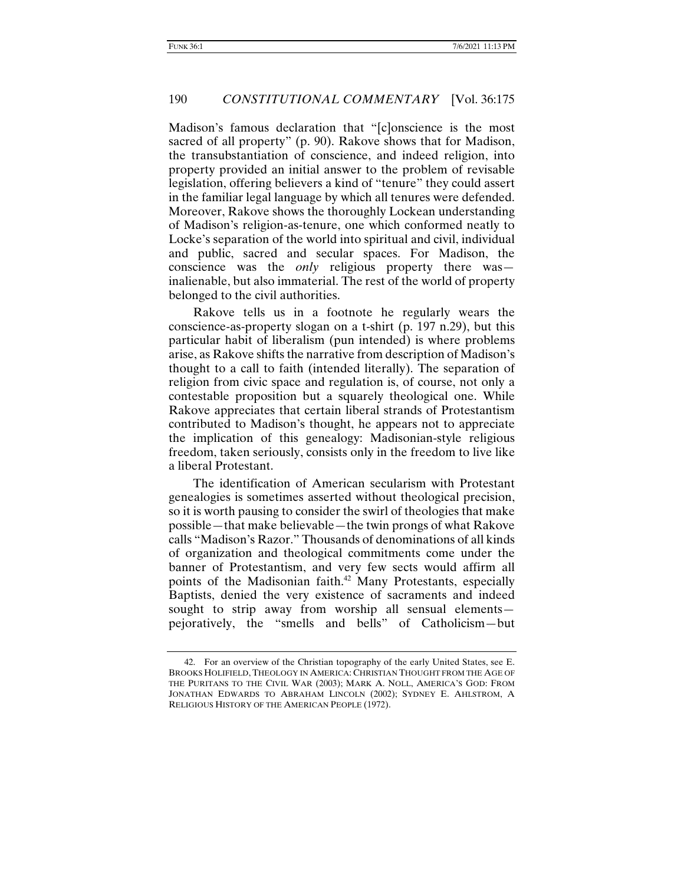Madison's famous declaration that "[c]onscience is the most sacred of all property" (p. 90). Rakove shows that for Madison, the transubstantiation of conscience, and indeed religion, into property provided an initial answer to the problem of revisable legislation, offering believers a kind of "tenure" they could assert in the familiar legal language by which all tenures were defended. Moreover, Rakove shows the thoroughly Lockean understanding of Madison's religion-as-tenure, one which conformed neatly to Locke's separation of the world into spiritual and civil, individual and public, sacred and secular spaces. For Madison, the conscience was the *only* religious property there was—inalienable, but also immaterial. The rest of the world of property belonged to the civil authorities.

Rakove tells us in a footnote he regularly wears the conscience-as-property slogan on a t-shirt (p. 197 n.29), but this particular habit of liberalism (pun intended) is where problems arise, as Rakove shifts the narrative from description of Madison's thought to a call to faith (intended literally). The separation of religion from civic space and regulation is, of course, not only a contestable proposition but a squarely theological one. While Rakove appreciates that certain liberal strands of Protestantism contributed to Madison's thought, he appears not to appreciate the implication of this genealogy: Madisonian-style religious freedom, taken seriously, consists only in the freedom to live like a liberal Protestant.

The identification of American secularism with Protestant genealogies is sometimes asserted without theological precision, so it is worth pausing to consider the swirl of theologies that make possible—that make believable—the twin prongs of what Rakove calls "Madison's Razor." Thousands of denominations of all kinds of organization and theological commitments come under the banner of Protestantism, and very few sects would affirm all points of the Madisonian faith.[42] Many Protestants, especially Baptists, denied the very existence of sacraments and indeed sought to strip away from worship all sensual elements—pejoratively, the "smells and bells" of Catholicism—but

42. For an overview of the Christian topography of the early United States, see E. BROOKS HOLIFIELD, THEOLOGY IN AMERICA: CHRISTIAN THOUGHT FROM THE AGE OF THE PURITANS TO THE CIVIL WAR (2003); MARK A. NOLL, AMERICA'S GOD: FROM JONATHAN EDWARDS TO ABRAHAM LINCOLN (2002); SYDNEY E. AHLSTROM, A RELIGIOUS HISTORY OF THE AMERICAN PEOPLE (1972).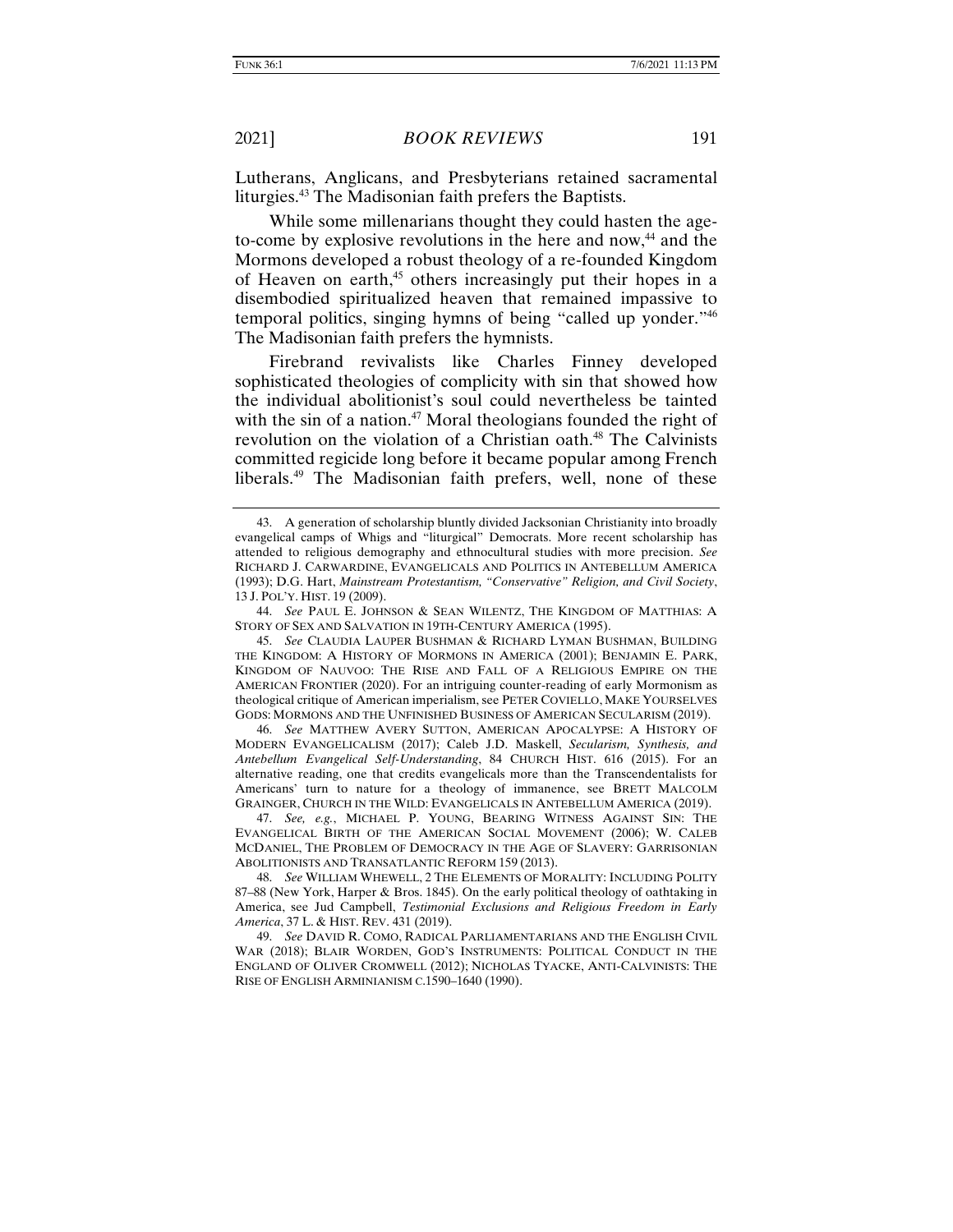Lutherans, Anglicans, and Presbyterians retained sacramental liturgies.[43] The Madisonian faith prefers the Baptists.

While some millenarians thought they could hasten the age-to-come by explosive revolutions in the here and now,[44] and the Mormons developed a robust theology of a re-founded Kingdom of Heaven on earth,[45] others increasingly put their hopes in a disembodied spiritualized heaven that remained impassive to temporal politics, singing hymns of being "called up yonder."[46] The Madisonian faith prefers the hymnists.

Firebrand revivalists like Charles Finney developed sophisticated theologies of complicity with sin that showed how the individual abolitionist's soul could nevertheless be tainted with the sin of a nation.[47] Moral theologians founded the right of revolution on the violation of a Christian oath.[48] The Calvinists committed regicide long before it became popular among French liberals.[49] The Madisonian faith prefers, well, none of these

---

43. A generation of scholarship bluntly divided Jacksonian Christianity into broadly evangelical camps of Whigs and "liturgical" Democrats. More recent scholarship has attended to religious demography and ethnocultural studies with more precision. *See* RICHARD J. CARWARDINE, EVANGELICALS AND POLITICS IN ANTEBELLUM AMERICA (1993); D.G. Hart, *Mainstream Protestantism, "Conservative" Religion, and Civil Society*, 13 J. POL'Y. HIST. 19 (2009).

44. *See* PAUL E. JOHNSON & SEAN WILENTZ, THE KINGDOM OF MATTHIAS: A STORY OF SEX AND SALVATION IN 19TH-CENTURY AMERICA (1995).

45. *See* CLAUDIA LAUPER BUSHMAN & RICHARD LYMAN BUSHMAN, BUILDING THE KINGDOM: A HISTORY OF MORMONS IN AMERICA (2001); BENJAMIN E. PARK, KINGDOM OF NAUVOO: THE RISE AND FALL OF A RELIGIOUS EMPIRE ON THE AMERICAN FRONTIER (2020). For an intriguing counter-reading of early Mormonism as theological critique of American imperialism, see PETER COVIELLO, MAKE YOURSELVES GODS: MORMONS AND THE UNFINISHED BUSINESS OF AMERICAN SECULARISM (2019).

46. *See* MATTHEW AVERY SUTTON, AMERICAN APOCALYPSE: A HISTORY OF MODERN EVANGELICALISM (2017); Caleb J.D. Maskell, *Secularism, Synthesis, and Antebellum Evangelical Self-Understanding*, 84 CHURCH HIST. 616 (2015). For an alternative reading, one that credits evangelicals more than the Transcendentalists for Americans' turn to nature for a theology of immanence, see BRETT MALCOLM GRAINGER, CHURCH IN THE WILD: EVANGELICALS IN ANTEBELLUM AMERICA (2019).

47. *See, e.g.*, MICHAEL P. YOUNG, BEARING WITNESS AGAINST SIN: THE EVANGELICAL BIRTH OF THE AMERICAN SOCIAL MOVEMENT (2006); W. CALEB MCDANIEL, THE PROBLEM OF DEMOCRACY IN THE AGE OF SLAVERY: GARRISONIAN ABOLITIONISTS AND TRANSATLANTIC REFORM 159 (2013).

48. *See* WILLIAM WHEWELL, 2 THE ELEMENTS OF MORALITY: INCLUDING POLITY 87–88 (New York, Harper & Bros. 1845). On the early political theology of oathtaking in America, see Jud Campbell, *Testimonial Exclusions and Religious Freedom in Early America*, 37 L. & HIST. REV. 431 (2019).

49. *See* DAVID R. COMO, RADICAL PARLIAMENTARIANS AND THE ENGLISH CIVIL WAR (2018); BLAIR WORDEN, GOD'S INSTRUMENTS: POLITICAL CONDUCT IN THE ENGLAND OF OLIVER CROMWELL (2012); NICHOLAS TYACKE, ANTI-CALVINISTS: THE RISE OF ENGLISH ARMINIANISM C.1590–1640 (1990).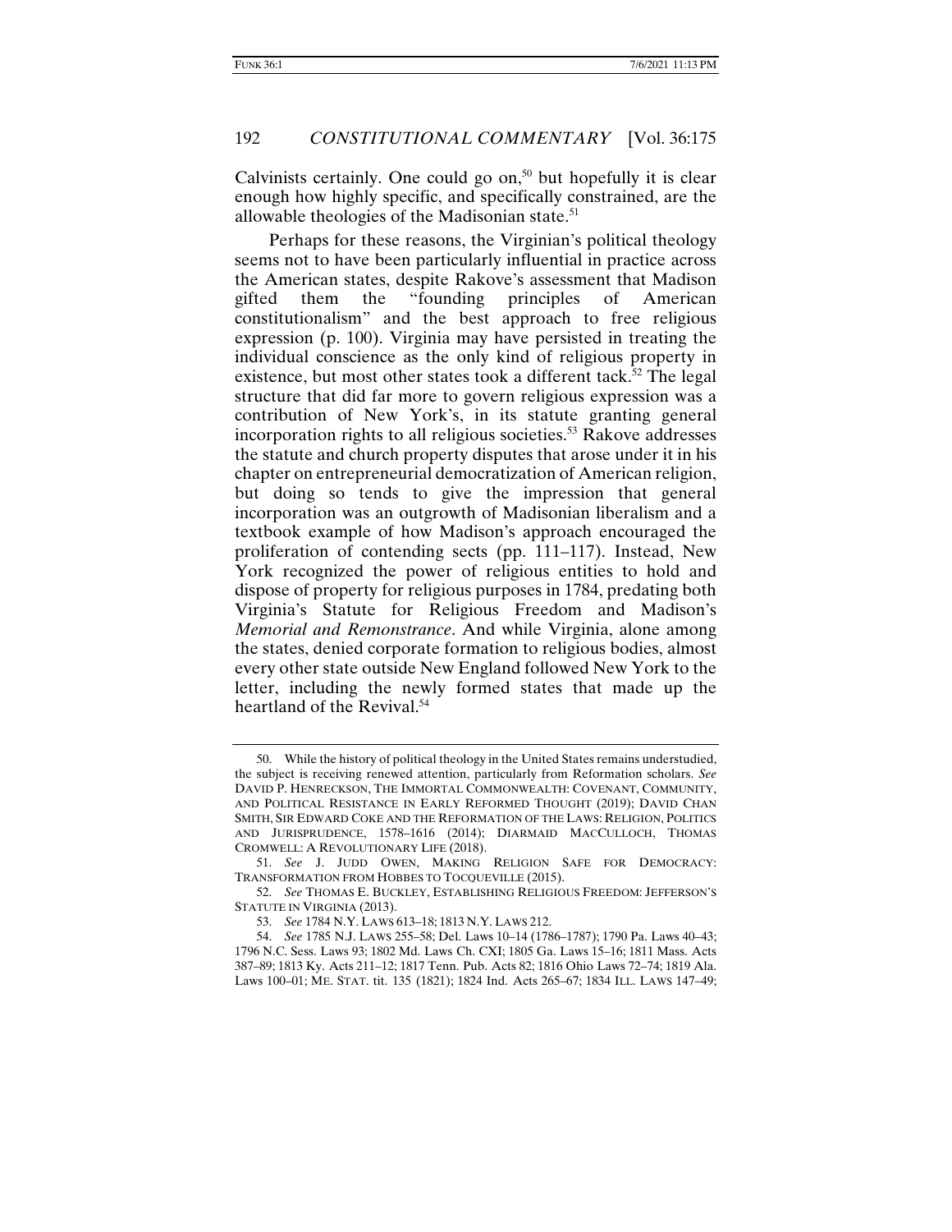Calvinists certainly. One could go on,[50] but hopefully it is clear enough how highly specific, and specifically constrained, are the allowable theologies of the Madisonian state.[51]

Perhaps for these reasons, the Virginian's political theology seems not to have been particularly influential in practice across the American states, despite Rakove's assessment that Madison gifted them the "founding principles of American constitutionalism" and the best approach to free religious expression (p. 100). Virginia may have persisted in treating the individual conscience as the only kind of religious property in existence, but most other states took a different tack.[52] The legal structure that did far more to govern religious expression was a contribution of New York's, in its statute granting general incorporation rights to all religious societies.[53] Rakove addresses the statute and church property disputes that arose under it in his chapter on entrepreneurial democratization of American religion, but doing so tends to give the impression that general incorporation was an outgrowth of Madisonian liberalism and a textbook example of how Madison's approach encouraged the proliferation of contending sects (pp. 111–117). Instead, New York recognized the power of religious entities to hold and dispose of property for religious purposes in 1784, predating both Virginia's Statute for Religious Freedom and Madison's *Memorial and Remonstrance*. And while Virginia, alone among the states, denied corporate formation to religious bodies, almost every other state outside New England followed New York to the letter, including the newly formed states that made up the heartland of the Revival.[54]

---

50. While the history of political theology in the United States remains understudied, the subject is receiving renewed attention, particularly from Reformation scholars. *See* DAVID P. HENRECKSON, THE IMMORTAL COMMONWEALTH: COVENANT, COMMUNITY, AND POLITICAL RESISTANCE IN EARLY REFORMED THOUGHT (2019); DAVID CHAN SMITH, SIR EDWARD COKE AND THE REFORMATION OF THE LAWS: RELIGION, POLITICS AND JURISPRUDENCE, 1578–1616 (2014); DIARMAID MACCULLOCH, THOMAS CROMWELL: A REVOLUTIONARY LIFE (2018).

51. *See* J. JUDD OWEN, MAKING RELIGION SAFE FOR DEMOCRACY: TRANSFORMATION FROM HOBBES TO TOCQUEVILLE (2015).

52. *See* THOMAS E. BUCKLEY, ESTABLISHING RELIGIOUS FREEDOM: JEFFERSON'S STATUTE IN VIRGINIA (2013).

53. *See* 1784 N.Y. LAWS 613–18; 1813 N.Y. LAWS 212.

54. *See* 1785 N.J. LAWS 255–58; Del. Laws 10–14 (1786–1787); 1790 Pa. Laws 40–43; 1796 N.C. Sess. Laws 93; 1802 Md. Laws Ch. CXI; 1805 Ga. Laws 15–16; 1811 Mass. Acts 387–89; 1813 Ky. Acts 211–12; 1817 Tenn. Pub. Acts 82; 1816 Ohio Laws 72–74; 1819 Ala. Laws 100–01; ME. STAT. tit. 135 (1821); 1824 Ind. Acts 265–67; 1834 ILL. LAWS 147–49;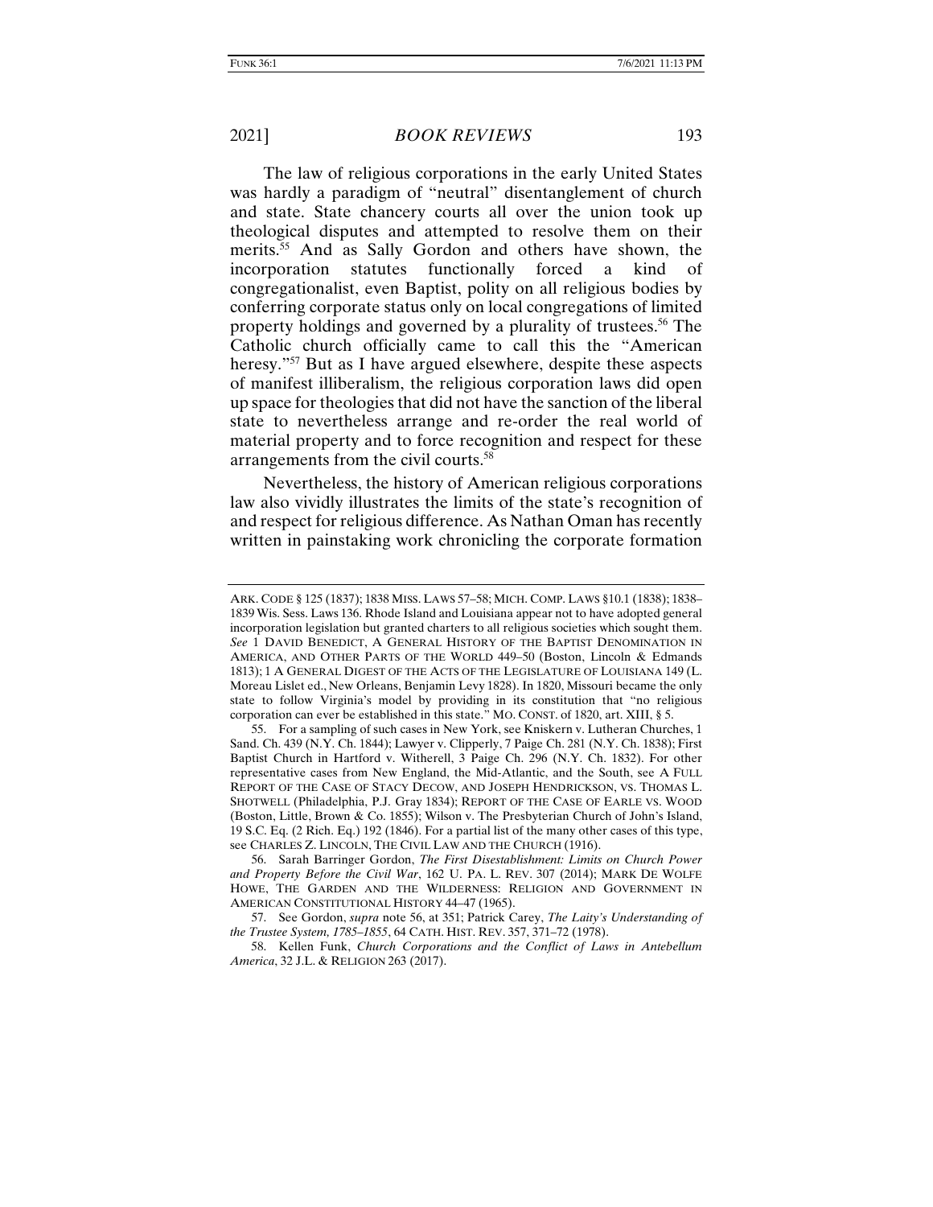The law of religious corporations in the early United States was hardly a paradigm of "neutral" disentanglement of church and state. State chancery courts all over the union took up theological disputes and attempted to resolve them on their merits.[55] And as Sally Gordon and others have shown, the incorporation statutes functionally forced a kind of congregationalist, even Baptist, polity on all religious bodies by conferring corporate status only on local congregations of limited property holdings and governed by a plurality of trustees.[56] The Catholic church officially came to call this the "American heresy."[57] But as I have argued elsewhere, despite these aspects of manifest illiberalism, the religious corporation laws did open up space for theologies that did not have the sanction of the liberal state to nevertheless arrange and re-order the real world of material property and to force recognition and respect for these arrangements from the civil courts.[58]

Nevertheless, the history of American religious corporations law also vividly illustrates the limits of the state's recognition of and respect for religious difference. As Nathan Oman has recently written in painstaking work chronicling the corporate formation

---

ARK. CODE § 125 (1837); 1838 MISS. LAWS 57–58; MICH. COMP. LAWS §10.1 (1838); 1838–1839 Wis. Sess. Laws 136. Rhode Island and Louisiana appear not to have adopted general incorporation legislation but granted charters to all religious societies which sought them. *See* 1 DAVID BENEDICT, A GENERAL HISTORY OF THE BAPTIST DENOMINATION IN AMERICA, AND OTHER PARTS OF THE WORLD 449–50 (Boston, Lincoln & Edmands 1813); 1 A GENERAL DIGEST OF THE ACTS OF THE LEGISLATURE OF LOUISIANA 149 (L. Moreau Lislet ed., New Orleans, Benjamin Levy 1828). In 1820, Missouri became the only state to follow Virginia's model by providing in its constitution that "no religious corporation can ever be established in this state." MO. CONST. of 1820, art. XIII, § 5.

55. For a sampling of such cases in New York, see Kniskern v. Lutheran Churches, 1 Sand. Ch. 439 (N.Y. Ch. 1844); Lawyer v. Clipperly, 7 Paige Ch. 281 (N.Y. Ch. 1838); First Baptist Church in Hartford v. Witherell, 3 Paige Ch. 296 (N.Y. Ch. 1832). For other representative cases from New England, the Mid-Atlantic, and the South, see A FULL REPORT OF THE CASE OF STACY DECOW, AND JOSEPH HENDRICKSON, VS. THOMAS L. SHOTWELL (Philadelphia, P.J. Gray 1834); REPORT OF THE CASE OF EARLE VS. WOOD (Boston, Little, Brown & Co. 1855); Wilson v. The Presbyterian Church of John's Island, 19 S.C. Eq. (2 Rich. Eq.) 192 (1846). For a partial list of the many other cases of this type, see CHARLES Z. LINCOLN, THE CIVIL LAW AND THE CHURCH (1916).

56. Sarah Barringer Gordon, *The First Disestablishment: Limits on Church Power and Property Before the Civil War*, 162 U. PA. L. REV. 307 (2014); MARK DE WOLFE HOWE, THE GARDEN AND THE WILDERNESS: RELIGION AND GOVERNMENT IN AMERICAN CONSTITUTIONAL HISTORY 44–47 (1965).

57. See Gordon, *supra* note 56, at 351; Patrick Carey, *The Laity's Understanding of the Trustee System, 1785–1855*, 64 CATH. HIST. REV. 357, 371–72 (1978).

58. Kellen Funk, *Church Corporations and the Conflict of Laws in Antebellum America*, 32 J.L. & RELIGION 263 (2017).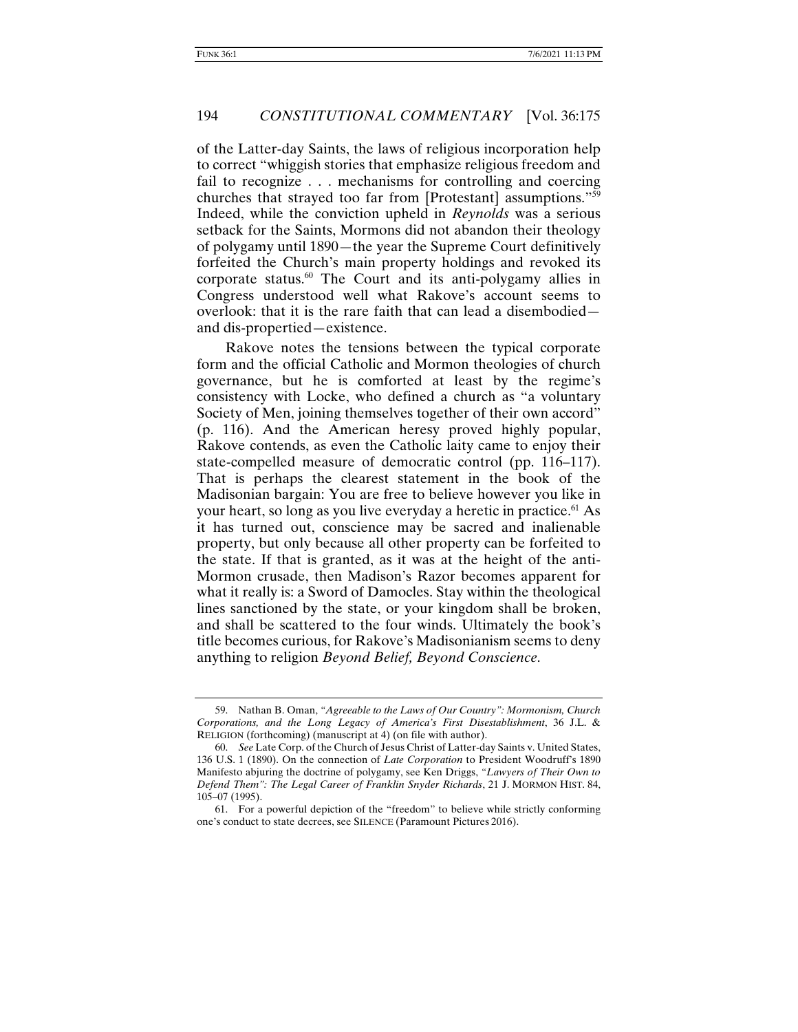of the Latter-day Saints, the laws of religious incorporation help to correct "whiggish stories that emphasize religious freedom and fail to recognize . . . mechanisms for controlling and coercing churches that strayed too far from [Protestant] assumptions."[59] Indeed, while the conviction upheld in *Reynolds* was a serious setback for the Saints, Mormons did not abandon their theology of polygamy until 1890—the year the Supreme Court definitively forfeited the Church's main property holdings and revoked its corporate status.[60] The Court and its anti-polygamy allies in Congress understood well what Rakove's account seems to overlook: that it is the rare faith that can lead a disembodied—and dis-propertied—existence.

Rakove notes the tensions between the typical corporate form and the official Catholic and Mormon theologies of church governance, but he is comforted at least by the regime's consistency with Locke, who defined a church as "a voluntary Society of Men, joining themselves together of their own accord" (p. 116). And the American heresy proved highly popular, Rakove contends, as even the Catholic laity came to enjoy their state-compelled measure of democratic control (pp. 116–117). That is perhaps the clearest statement in the book of the Madisonian bargain: You are free to believe however you like in your heart, so long as you live everyday a heretic in practice.[61] As it has turned out, conscience may be sacred and inalienable property, but only because all other property can be forfeited to the state. If that is granted, as it was at the height of the anti-Mormon crusade, then Madison's Razor becomes apparent for what it really is: a Sword of Damocles. Stay within the theological lines sanctioned by the state, or your kingdom shall be broken, and shall be scattered to the four winds. Ultimately the book's title becomes curious, for Rakove's Madisonianism seems to deny anything to religion *Beyond Belief, Beyond Conscience*.

---

59. Nathan B. Oman, *"Agreeable to the Laws of Our Country": Mormonism, Church Corporations, and the Long Legacy of America's First Disestablishment*, 36 J.L. & RELIGION (forthcoming) (manuscript at 4) (on file with author).

60. *See* Late Corp. of the Church of Jesus Christ of Latter-day Saints v. United States, 136 U.S. 1 (1890). On the connection of *Late Corporation* to President Woodruff's 1890 Manifesto abjuring the doctrine of polygamy, see Ken Driggs, *"Lawyers of Their Own to Defend Them": The Legal Career of Franklin Snyder Richards*, 21 J. MORMON HIST. 84, 105–07 (1995).

61. For a powerful depiction of the "freedom" to believe while strictly conforming one's conduct to state decrees, see SILENCE (Paramount Pictures 2016).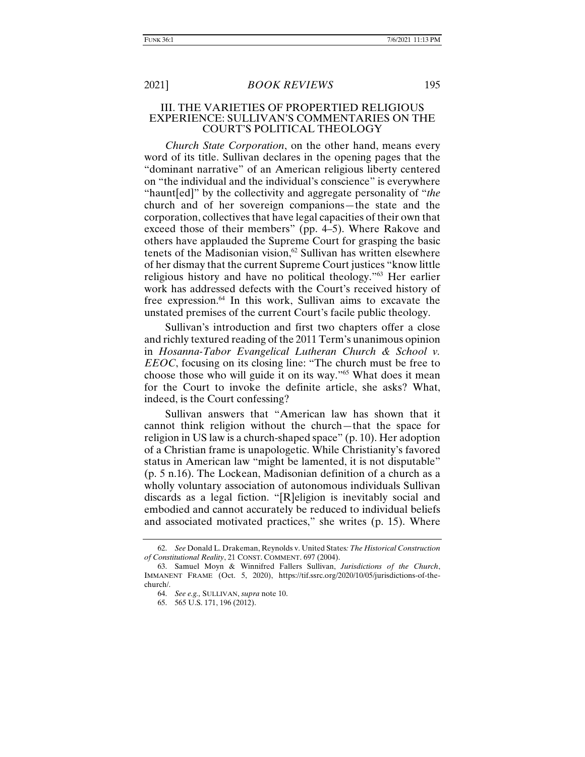## III. THE VARIETIES OF PROPERTIED RELIGIOUS EXPERIENCE: SULLIVAN'S COMMENTARIES ON THE COURT'S POLITICAL THEOLOGY

*Church State Corporation*, on the other hand, means every word of its title. Sullivan declares in the opening pages that the "dominant narrative" of an American religious liberty centered on "the individual and the individual's conscience" is everywhere "haunt[ed]" by the collectivity and aggregate personality of "*the* church and of her sovereign companions—the state and the corporation, collectives that have legal capacities of their own that exceed those of their members" (pp. 4–5). Where Rakove and others have applauded the Supreme Court for grasping the basic tenets of the Madisonian vision,[62] Sullivan has written elsewhere of her dismay that the current Supreme Court justices "know little religious history and have no political theology."[63] Her earlier work has addressed defects with the Court's received history of free expression.[64] In this work, Sullivan aims to excavate the unstated premises of the current Court's facile public theology.

Sullivan's introduction and first two chapters offer a close and richly textured reading of the 2011 Term's unanimous opinion in *Hosanna-Tabor Evangelical Lutheran Church & School v. EEOC*, focusing on its closing line: "The church must be free to choose those who will guide it on its way."[65] What does it mean for the Court to invoke the definite article, she asks? What, indeed, is the Court confessing?

Sullivan answers that "American law has shown that it cannot think religion without the church—that the space for religion in US law is a church-shaped space" (p. 10). Her adoption of a Christian frame is unapologetic. While Christianity's favored status in American law "might be lamented, it is not disputable" (p. 5 n.16). The Lockean, Madisonian definition of a church as a wholly voluntary association of autonomous individuals Sullivan discards as a legal fiction. "[R]eligion is inevitably social and embodied and cannot accurately be reduced to individual beliefs and associated motivated practices," she writes (p. 15). Where

62. *See* Donald L. Drakeman, Reynolds v. United States*: The Historical Construction of Constitutional Reality*, 21 CONST. COMMENT. 697 (2004).

63. Samuel Moyn & Winnifred Fallers Sullivan, *Jurisdictions of the Church*, IMMANENT FRAME (Oct. 5, 2020), https://tif.ssrc.org/2020/10/05/jurisdictions-of-the-church/.

64. *See e.g.,* SULLIVAN, *supra* note 10.

65. 565 U.S. 171, 196 (2012).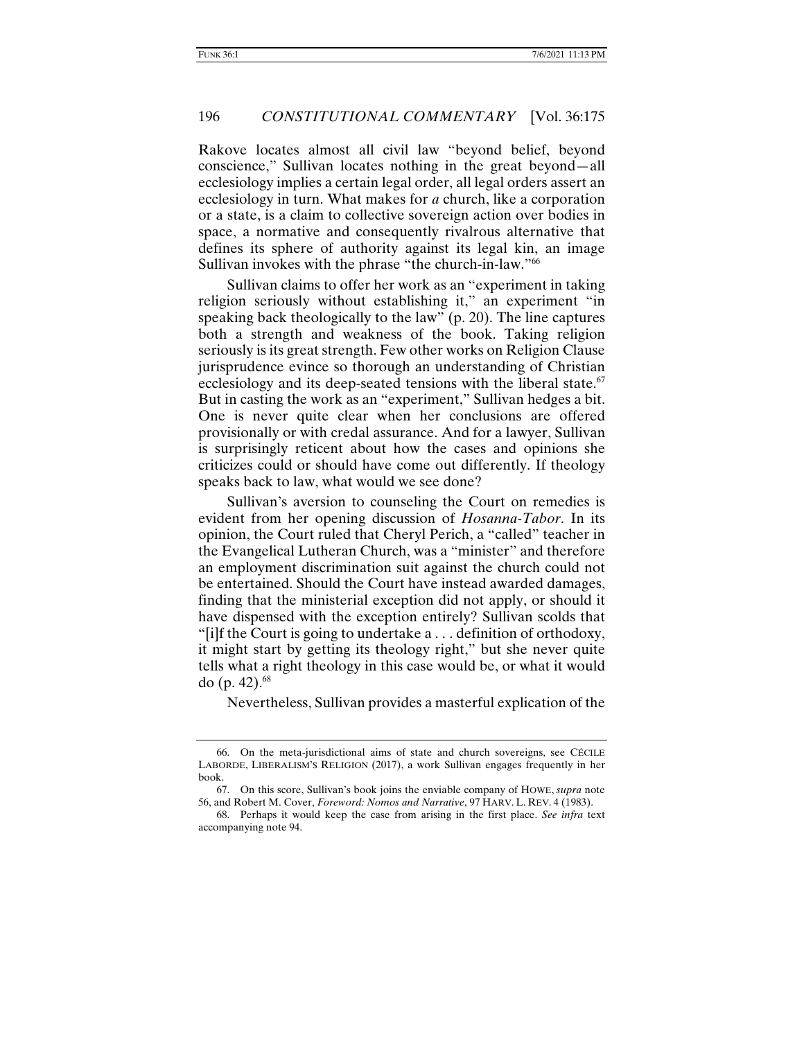Rakove locates almost all civil law "beyond belief, beyond conscience," Sullivan locates nothing in the great beyond—all ecclesiology implies a certain legal order, all legal orders assert an ecclesiology in turn. What makes for *a* church, like a corporation or a state, is a claim to collective sovereign action over bodies in space, a normative and consequently rivalrous alternative that defines its sphere of authority against its legal kin, an image Sullivan invokes with the phrase "the church-in-law."[66]

Sullivan claims to offer her work as an "experiment in taking religion seriously without establishing it," an experiment "in speaking back theologically to the law" (p. 20). The line captures both a strength and weakness of the book. Taking religion seriously is its great strength. Few other works on Religion Clause jurisprudence evince so thorough an understanding of Christian ecclesiology and its deep-seated tensions with the liberal state.[67] But in casting the work as an "experiment," Sullivan hedges a bit. One is never quite clear when her conclusions are offered provisionally or with credal assurance. And for a lawyer, Sullivan is surprisingly reticent about how the cases and opinions she criticizes could or should have come out differently. If theology speaks back to law, what would we see done?

Sullivan's aversion to counseling the Court on remedies is evident from her opening discussion of *Hosanna-Tabor*. In its opinion, the Court ruled that Cheryl Perich, a "called" teacher in the Evangelical Lutheran Church, was a "minister" and therefore an employment discrimination suit against the church could not be entertained. Should the Court have instead awarded damages, finding that the ministerial exception did not apply, or should it have dispensed with the exception entirely? Sullivan scolds that "[i]f the Court is going to undertake a . . . definition of orthodoxy, it might start by getting its theology right," but she never quite tells what a right theology in this case would be, or what it would do (p. 42).[68]

Nevertheless, Sullivan provides a masterful explication of the

---

66. On the meta-jurisdictional aims of state and church sovereigns, see CÉCILE LABORDE, LIBERALISM'S RELIGION (2017), a work Sullivan engages frequently in her book.

67. On this score, Sullivan's book joins the enviable company of HOWE, *supra* note 56, and Robert M. Cover, *Foreword: Nomos and Narrative*, 97 HARV. L. REV. 4 (1983).

68. Perhaps it would keep the case from arising in the first place. *See infra* text accompanying note 94.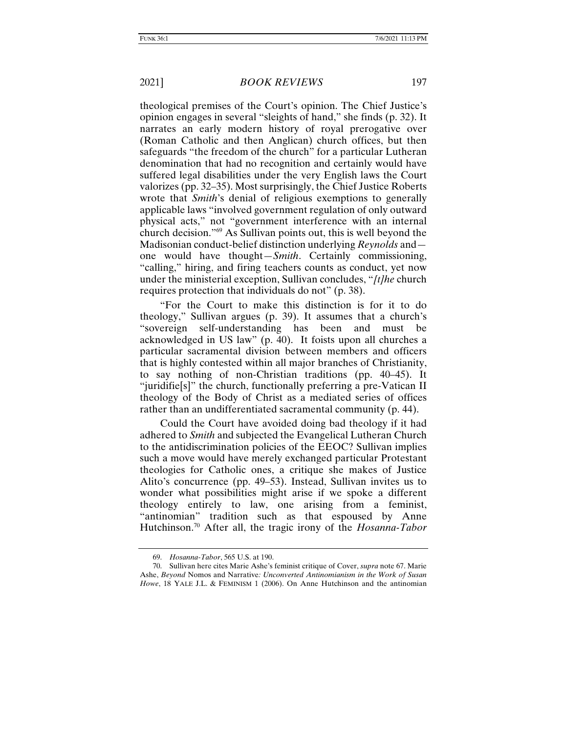theological premises of the Court's opinion. The Chief Justice's opinion engages in several "sleights of hand," she finds (p. 32). It narrates an early modern history of royal prerogative over (Roman Catholic and then Anglican) church offices, but then safeguards "the freedom of the church" for a particular Lutheran denomination that had no recognition and certainly would have suffered legal disabilities under the very English laws the Court valorizes (pp. 32–35). Most surprisingly, the Chief Justice Roberts wrote that *Smith*'s denial of religious exemptions to generally applicable laws "involved government regulation of only outward physical acts," not "government interference with an internal church decision."[69] As Sullivan points out, this is well beyond the Madisonian conduct-belief distinction underlying *Reynolds* and—one would have thought—*Smith*. Certainly commissioning, "calling," hiring, and firing teachers counts as conduct, yet now under the ministerial exception, Sullivan concludes, "*[t]he* church requires protection that individuals do not" (p. 38).

"For the Court to make this distinction is for it to do theology," Sullivan argues (p. 39). It assumes that a church's "sovereign self-understanding has been and must be acknowledged in US law" (p. 40). It foists upon all churches a particular sacramental division between members and officers that is highly contested within all major branches of Christianity, to say nothing of non-Christian traditions (pp. 40–45). It "juridifie[s]" the church, functionally preferring a pre-Vatican II theology of the Body of Christ as a mediated series of offices rather than an undifferentiated sacramental community (p. 44).

Could the Court have avoided doing bad theology if it had adhered to *Smith* and subjected the Evangelical Lutheran Church to the antidiscrimination policies of the EEOC? Sullivan implies such a move would have merely exchanged particular Protestant theologies for Catholic ones, a critique she makes of Justice Alito's concurrence (pp. 49–53). Instead, Sullivan invites us to wonder what possibilities might arise if we spoke a different theology entirely to law, one arising from a feminist, "antinomian" tradition such as that espoused by Anne Hutchinson.[70] After all, the tragic irony of the *Hosanna-Tabor*

---

69. *Hosanna-Tabor*, 565 U.S. at 190.

70. Sullivan here cites Marie Ashe's feminist critique of Cover, *supra* note 67. Marie Ashe, *Beyond* Nomos and Narrative*: Unconverted Antinomianism in the Work of Susan Howe*, 18 YALE J.L. & FEMINISM 1 (2006). On Anne Hutchinson and the antinomian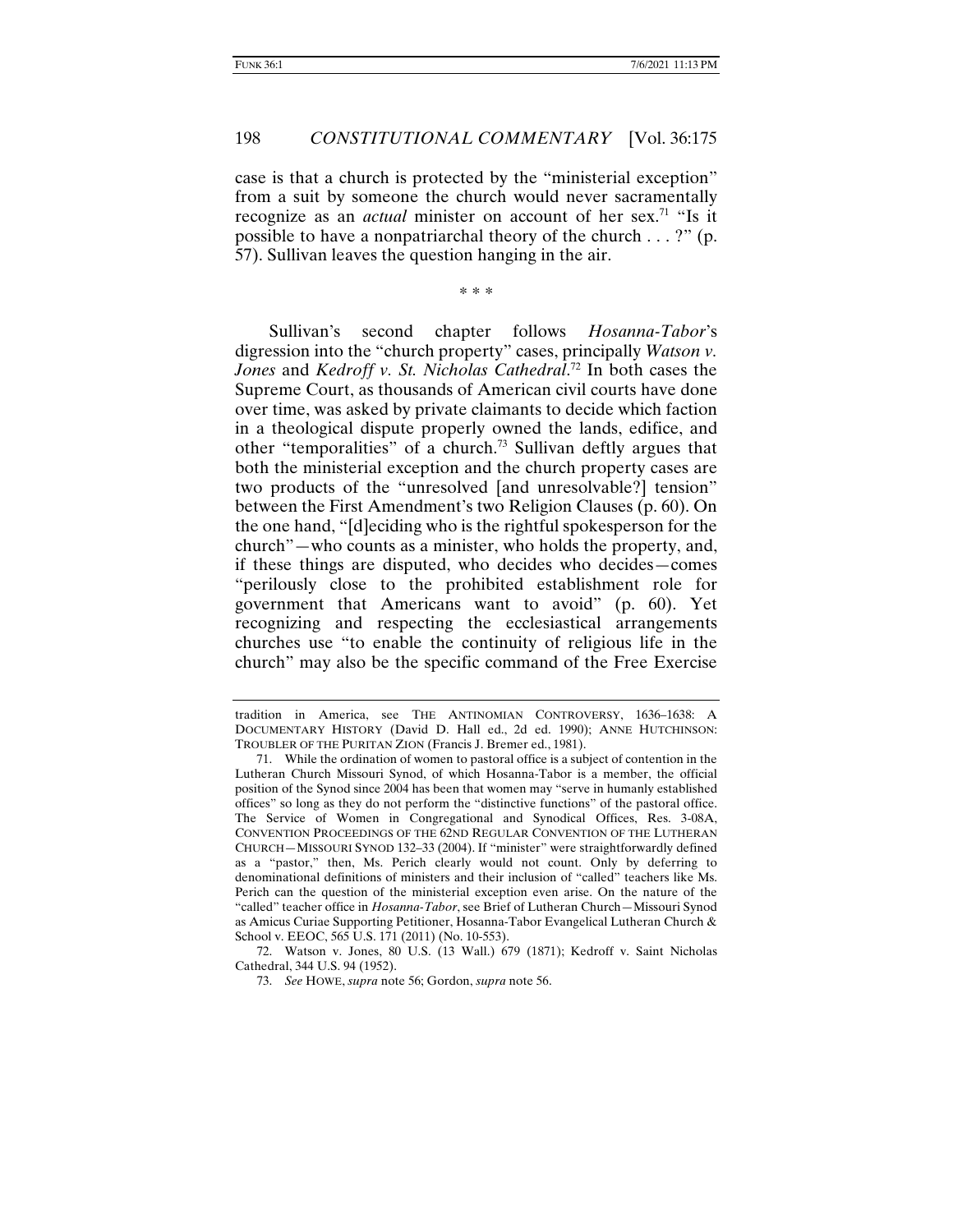case is that a church is protected by the "ministerial exception" from a suit by someone the church would never sacramentally recognize as an *actual* minister on account of her sex.[71] "Is it possible to have a nonpatriarchal theory of the church . . . ?" (p. 57). Sullivan leaves the question hanging in the air.

\* \* \*

Sullivan's second chapter follows *Hosanna-Tabor*'s digression into the "church property" cases, principally *Watson v. Jones* and *Kedroff v. St. Nicholas Cathedral*.[72] In both cases the Supreme Court, as thousands of American civil courts have done over time, was asked by private claimants to decide which faction in a theological dispute properly owned the lands, edifice, and other "temporalities" of a church.[73] Sullivan deftly argues that both the ministerial exception and the church property cases are two products of the "unresolved [and unresolvable?] tension" between the First Amendment's two Religion Clauses (p. 60). On the one hand, "[d]eciding who is the rightful spokesperson for the church"—who counts as a minister, who holds the property, and, if these things are disputed, who decides who decides—comes "perilously close to the prohibited establishment role for government that Americans want to avoid" (p. 60). Yet recognizing and respecting the ecclesiastical arrangements churches use "to enable the continuity of religious life in the church" may also be the specific command of the Free Exercise

tradition in America, see THE ANTINOMIAN CONTROVERSY, 1636–1638: A DOCUMENTARY HISTORY (David D. Hall ed., 2d ed. 1990); ANNE HUTCHINSON: TROUBLER OF THE PURITAN ZION (Francis J. Bremer ed., 1981).

71. While the ordination of women to pastoral office is a subject of contention in the Lutheran Church Missouri Synod, of which Hosanna-Tabor is a member, the official position of the Synod since 2004 has been that women may "serve in humanly established offices" so long as they do not perform the "distinctive functions" of the pastoral office. The Service of Women in Congregational and Synodical Offices, Res. 3-08A, CONVENTION PROCEEDINGS OF THE 62ND REGULAR CONVENTION OF THE LUTHERAN CHURCH—MISSOURI SYNOD 132–33 (2004). If "minister" were straightforwardly defined as a "pastor," then, Ms. Perich clearly would not count. Only by deferring to denominational definitions of ministers and their inclusion of "called" teachers like Ms. Perich can the question of the ministerial exception even arise. On the nature of the "called" teacher office in *Hosanna-Tabor*, see Brief of Lutheran Church—Missouri Synod as Amicus Curiae Supporting Petitioner, Hosanna-Tabor Evangelical Lutheran Church & School v. EEOC, 565 U.S. 171 (2011) (No. 10-553).

72. Watson v. Jones, 80 U.S. (13 Wall.) 679 (1871); Kedroff v. Saint Nicholas Cathedral, 344 U.S. 94 (1952).

73. *See* HOWE, *supra* note 56; Gordon, *supra* note 56.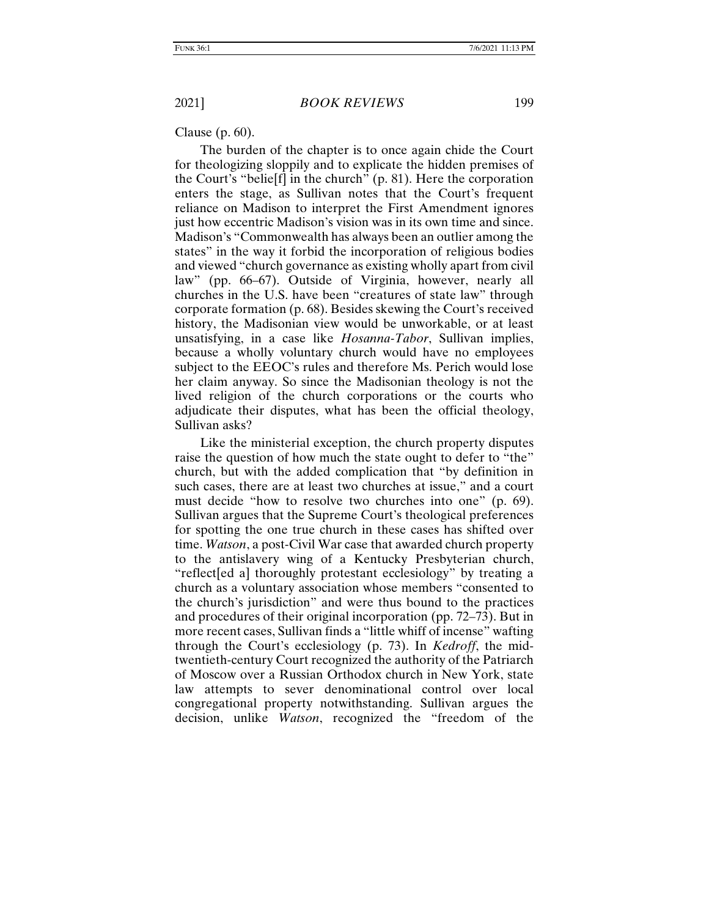Clause (p. 60).

The burden of the chapter is to once again chide the Court for theologizing sloppily and to explicate the hidden premises of the Court's "belie[f] in the church" (p. 81). Here the corporation enters the stage, as Sullivan notes that the Court's frequent reliance on Madison to interpret the First Amendment ignores just how eccentric Madison's vision was in its own time and since. Madison's "Commonwealth has always been an outlier among the states" in the way it forbid the incorporation of religious bodies and viewed "church governance as existing wholly apart from civil law" (pp. 66–67). Outside of Virginia, however, nearly all churches in the U.S. have been "creatures of state law" through corporate formation (p. 68). Besides skewing the Court's received history, the Madisonian view would be unworkable, or at least unsatisfying, in a case like *Hosanna-Tabor*, Sullivan implies, because a wholly voluntary church would have no employees subject to the EEOC's rules and therefore Ms. Perich would lose her claim anyway. So since the Madisonian theology is not the lived religion of the church corporations or the courts who adjudicate their disputes, what has been the official theology, Sullivan asks?

Like the ministerial exception, the church property disputes raise the question of how much the state ought to defer to "the" church, but with the added complication that "by definition in such cases, there are at least two churches at issue," and a court must decide "how to resolve two churches into one" (p. 69). Sullivan argues that the Supreme Court's theological preferences for spotting the one true church in these cases has shifted over time. *Watson*, a post-Civil War case that awarded church property to the antislavery wing of a Kentucky Presbyterian church, "reflect[ed a] thoroughly protestant ecclesiology" by treating a church as a voluntary association whose members "consented to the church's jurisdiction" and were thus bound to the practices and procedures of their original incorporation (pp. 72–73). But in more recent cases, Sullivan finds a "little whiff of incense" wafting through the Court's ecclesiology (p. 73). In *Kedroff*, the mid-twentieth-century Court recognized the authority of the Patriarch of Moscow over a Russian Orthodox church in New York, state law attempts to sever denominational control over local congregational property notwithstanding. Sullivan argues the decision, unlike *Watson*, recognized the "freedom of the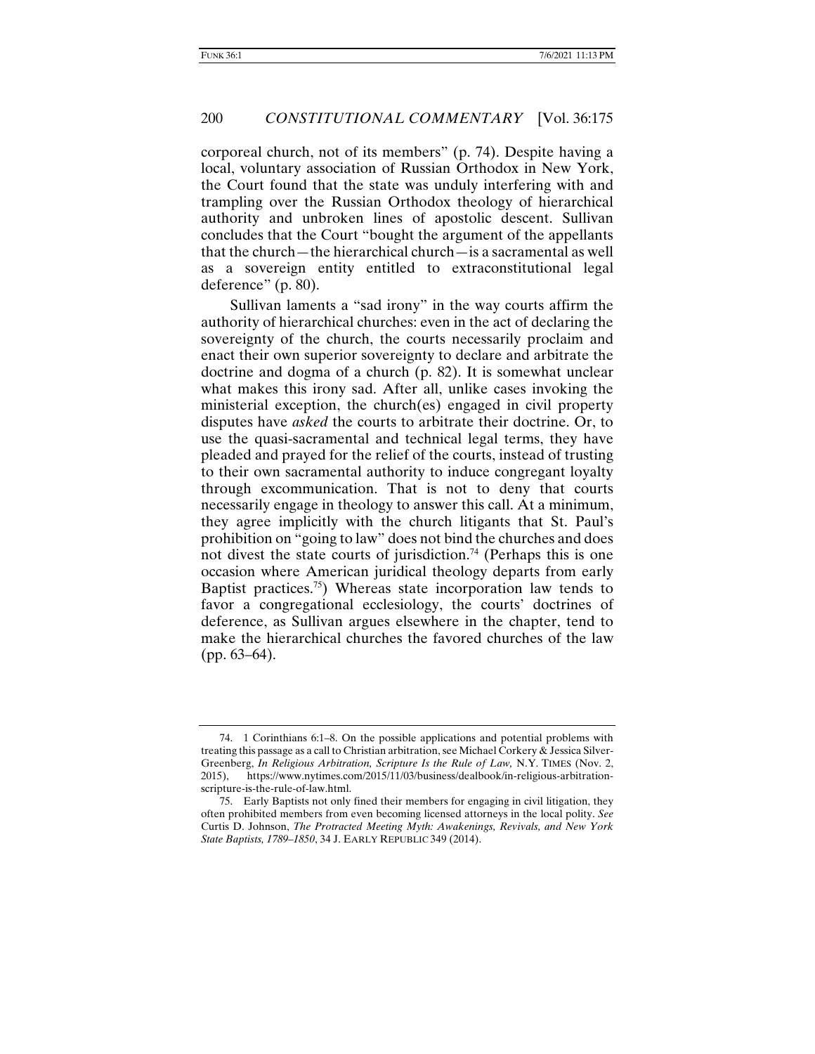corporeal church, not of its members" (p. 74). Despite having a local, voluntary association of Russian Orthodox in New York, the Court found that the state was unduly interfering with and trampling over the Russian Orthodox theology of hierarchical authority and unbroken lines of apostolic descent. Sullivan concludes that the Court "bought the argument of the appellants that the church—the hierarchical church—is a sacramental as well as a sovereign entity entitled to extraconstitutional legal deference" (p. 80).

Sullivan laments a "sad irony" in the way courts affirm the authority of hierarchical churches: even in the act of declaring the sovereignty of the church, the courts necessarily proclaim and enact their own superior sovereignty to declare and arbitrate the doctrine and dogma of a church (p. 82). It is somewhat unclear what makes this irony sad. After all, unlike cases invoking the ministerial exception, the church(es) engaged in civil property disputes have *asked* the courts to arbitrate their doctrine. Or, to use the quasi-sacramental and technical legal terms, they have pleaded and prayed for the relief of the courts, instead of trusting to their own sacramental authority to induce congregant loyalty through excommunication. That is not to deny that courts necessarily engage in theology to answer this call. At a minimum, they agree implicitly with the church litigants that St. Paul's prohibition on "going to law" does not bind the churches and does not divest the state courts of jurisdiction.[74] (Perhaps this is one occasion where American juridical theology departs from early Baptist practices.[75]) Whereas state incorporation law tends to favor a congregational ecclesiology, the courts' doctrines of deference, as Sullivan argues elsewhere in the chapter, tend to make the hierarchical churches the favored churches of the law (pp. 63–64).

---

74. 1 Corinthians 6:1–8. On the possible applications and potential problems with treating this passage as a call to Christian arbitration, see Michael Corkery & Jessica Silver-Greenberg, *In Religious Arbitration, Scripture Is the Rule of Law*, N.Y. TIMES (Nov. 2, 2015), https://www.nytimes.com/2015/11/03/business/dealbook/in-religious-arbitration-scripture-is-the-rule-of-law.html.

75. Early Baptists not only fined their members for engaging in civil litigation, they often prohibited members from even becoming licensed attorneys in the local polity. *See* Curtis D. Johnson, *The Protracted Meeting Myth: Awakenings, Revivals, and New York State Baptists, 1789–1850*, 34 J. EARLY REPUBLIC 349 (2014).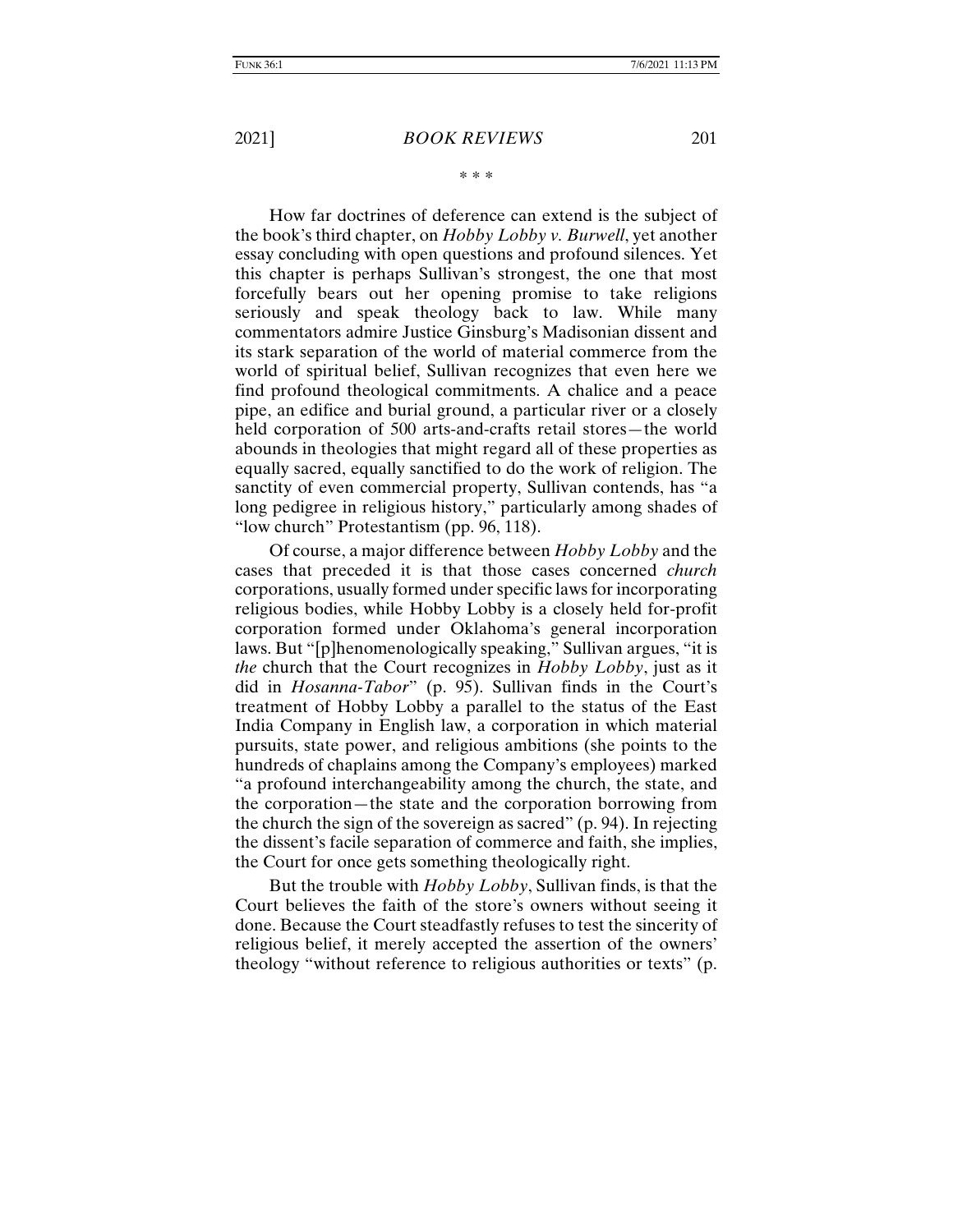\* \* \*

How far doctrines of deference can extend is the subject of the book's third chapter, on *Hobby Lobby v. Burwell*, yet another essay concluding with open questions and profound silences. Yet this chapter is perhaps Sullivan's strongest, the one that most forcefully bears out her opening promise to take religions seriously and speak theology back to law. While many commentators admire Justice Ginsburg's Madisonian dissent and its stark separation of the world of material commerce from the world of spiritual belief, Sullivan recognizes that even here we find profound theological commitments. A chalice and a peace pipe, an edifice and burial ground, a particular river or a closely held corporation of 500 arts-and-crafts retail stores—the world abounds in theologies that might regard all of these properties as equally sacred, equally sanctified to do the work of religion. The sanctity of even commercial property, Sullivan contends, has "a long pedigree in religious history," particularly among shades of "low church" Protestantism (pp. 96, 118).

Of course, a major difference between *Hobby Lobby* and the cases that preceded it is that those cases concerned *church* corporations, usually formed under specific laws for incorporating religious bodies, while Hobby Lobby is a closely held for-profit corporation formed under Oklahoma's general incorporation laws. But "[p]henomenologically speaking," Sullivan argues, "it is *the* church that the Court recognizes in *Hobby Lobby*, just as it did in *Hosanna-Tabor*" (p. 95). Sullivan finds in the Court's treatment of Hobby Lobby a parallel to the status of the East India Company in English law, a corporation in which material pursuits, state power, and religious ambitions (she points to the hundreds of chaplains among the Company's employees) marked "a profound interchangeability among the church, the state, and the corporation—the state and the corporation borrowing from the church the sign of the sovereign as sacred" (p. 94). In rejecting the dissent's facile separation of commerce and faith, she implies, the Court for once gets something theologically right.

But the trouble with *Hobby Lobby*, Sullivan finds, is that the Court believes the faith of the store's owners without seeing it done. Because the Court steadfastly refuses to test the sincerity of religious belief, it merely accepted the assertion of the owners' theology "without reference to religious authorities or texts" (p.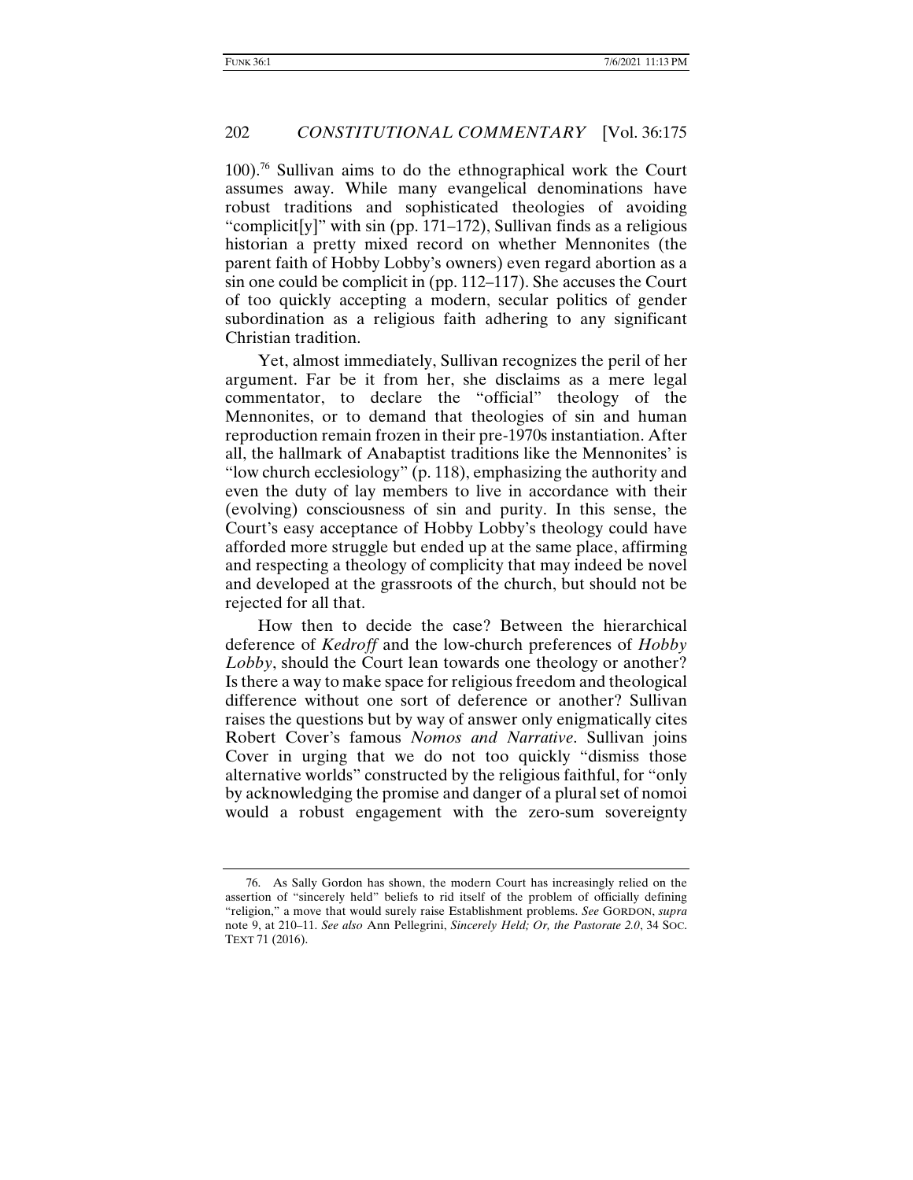100).[76] Sullivan aims to do the ethnographical work the Court assumes away. While many evangelical denominations have robust traditions and sophisticated theologies of avoiding "complicit[y]" with sin (pp. 171–172), Sullivan finds as a religious historian a pretty mixed record on whether Mennonites (the parent faith of Hobby Lobby's owners) even regard abortion as a sin one could be complicit in (pp. 112–117). She accuses the Court of too quickly accepting a modern, secular politics of gender subordination as a religious faith adhering to any significant Christian tradition.

Yet, almost immediately, Sullivan recognizes the peril of her argument. Far be it from her, she disclaims as a mere legal commentator, to declare the "official" theology of the Mennonites, or to demand that theologies of sin and human reproduction remain frozen in their pre-1970s instantiation. After all, the hallmark of Anabaptist traditions like the Mennonites' is "low church ecclesiology" (p. 118), emphasizing the authority and even the duty of lay members to live in accordance with their (evolving) consciousness of sin and purity. In this sense, the Court's easy acceptance of Hobby Lobby's theology could have afforded more struggle but ended up at the same place, affirming and respecting a theology of complicity that may indeed be novel and developed at the grassroots of the church, but should not be rejected for all that.

How then to decide the case? Between the hierarchical deference of *Kedroff* and the low-church preferences of *Hobby Lobby*, should the Court lean towards one theology or another? Is there a way to make space for religious freedom and theological difference without one sort of deference or another? Sullivan raises the questions but by way of answer only enigmatically cites Robert Cover's famous *Nomos and Narrative*. Sullivan joins Cover in urging that we do not too quickly "dismiss those alternative worlds" constructed by the religious faithful, for "only by acknowledging the promise and danger of a plural set of nomoi would a robust engagement with the zero-sum sovereignty

---

76. As Sally Gordon has shown, the modern Court has increasingly relied on the assertion of "sincerely held" beliefs to rid itself of the problem of officially defining "religion," a move that would surely raise Establishment problems. *See* GORDON, *supra* note 9, at 210–11. *See also* Ann Pellegrini, *Sincerely Held; Or, the Pastorate 2.0*, 34 SOC. TEXT 71 (2016).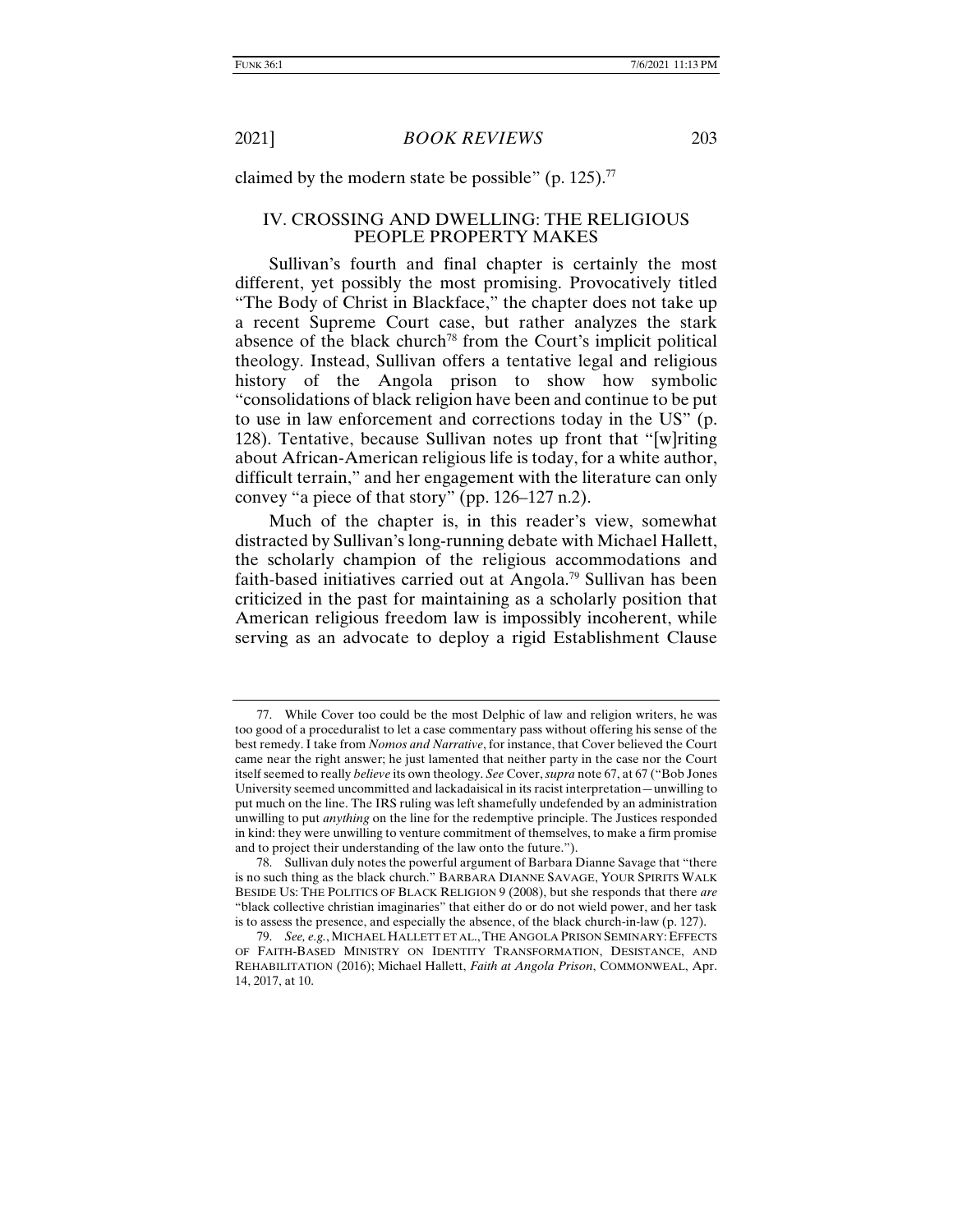claimed by the modern state be possible" (p. 125).[77]

## IV. CROSSING AND DWELLING: THE RELIGIOUS PEOPLE PROPERTY MAKES

Sullivan's fourth and final chapter is certainly the most different, yet possibly the most promising. Provocatively titled "The Body of Christ in Blackface," the chapter does not take up a recent Supreme Court case, but rather analyzes the stark absence of the black church[78] from the Court's implicit political theology. Instead, Sullivan offers a tentative legal and religious history of the Angola prison to show how symbolic "consolidations of black religion have been and continue to be put to use in law enforcement and corrections today in the US" (p. 128). Tentative, because Sullivan notes up front that "[w]riting about African-American religious life is today, for a white author, difficult terrain," and her engagement with the literature can only convey "a piece of that story" (pp. 126–127 n.2).

Much of the chapter is, in this reader's view, somewhat distracted by Sullivan's long-running debate with Michael Hallett, the scholarly champion of the religious accommodations and faith-based initiatives carried out at Angola.[79] Sullivan has been criticized in the past for maintaining as a scholarly position that American religious freedom law is impossibly incoherent, while serving as an advocate to deploy a rigid Establishment Clause

---

77. While Cover too could be the most Delphic of law and religion writers, he was too good of a proceduralist to let a case commentary pass without offering his sense of the best remedy. I take from *Nomos and Narrative*, for instance, that Cover believed the Court came near the right answer; he just lamented that neither party in the case nor the Court itself seemed to really *believe* its own theology. *See* Cover, *supra* note 67, at 67 ("Bob Jones University seemed uncommitted and lackadaisical in its racist interpretation—unwilling to put much on the line. The IRS ruling was left shamefully undefended by an administration unwilling to put *anything* on the line for the redemptive principle. The Justices responded in kind: they were unwilling to venture commitment of themselves, to make a firm promise and to project their understanding of the law onto the future.").

78. Sullivan duly notes the powerful argument of Barbara Dianne Savage that "there is no such thing as the black church." BARBARA DIANNE SAVAGE, YOUR SPIRITS WALK BESIDE US: THE POLITICS OF BLACK RELIGION 9 (2008), but she responds that there *are* "black collective christian imaginaries" that either do or do not wield power, and her task is to assess the presence, and especially the absence, of the black church-in-law (p. 127).

79. *See, e.g.*, MICHAEL HALLETT ET AL., THE ANGOLA PRISON SEMINARY: EFFECTS OF FAITH-BASED MINISTRY ON IDENTITY TRANSFORMATION, DESISTANCE, AND REHABILITATION (2016); Michael Hallett, *Faith at Angola Prison*, COMMONWEAL, Apr. 14, 2017, at 10.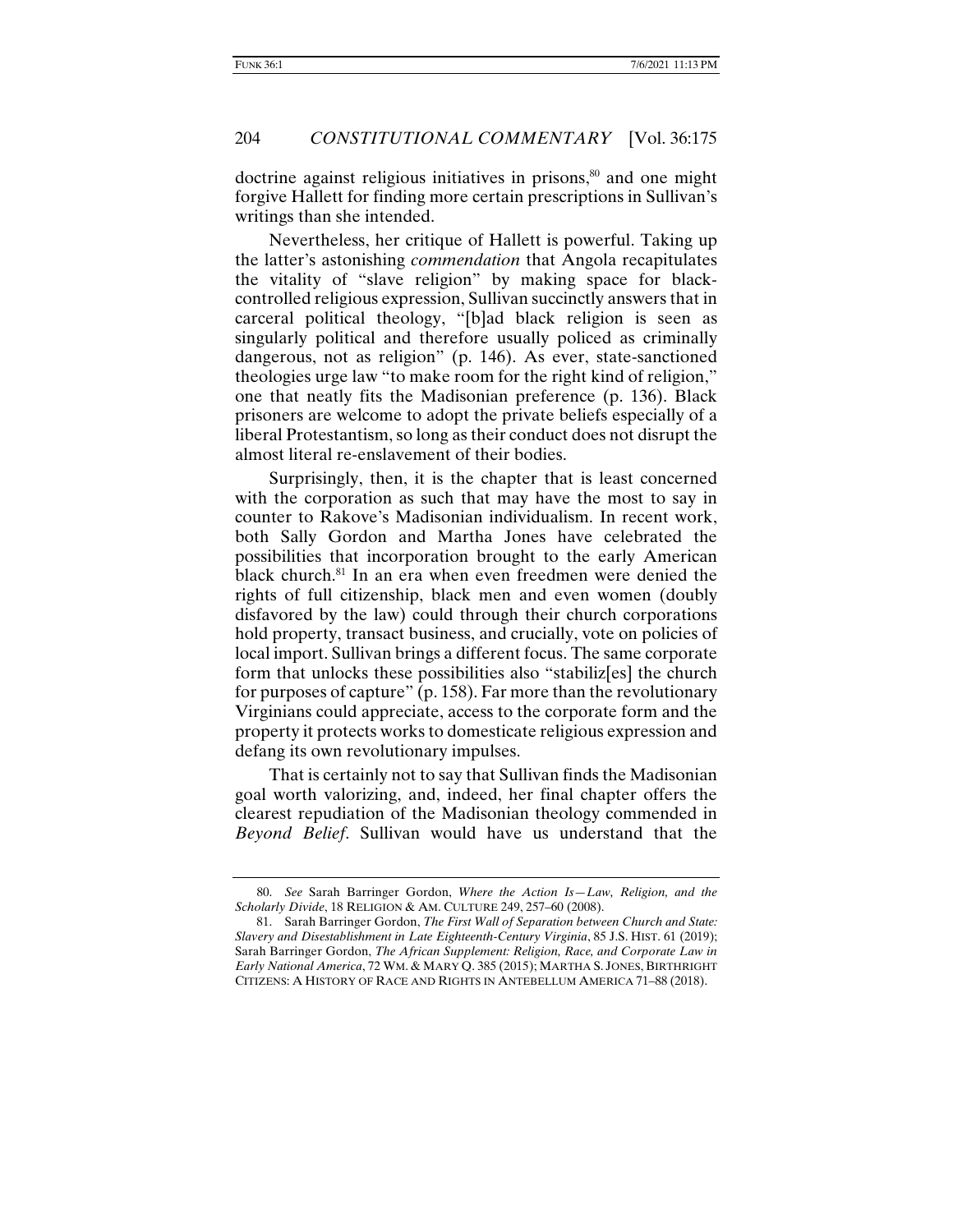doctrine against religious initiatives in prisons,[80] and one might forgive Hallett for finding more certain prescriptions in Sullivan's writings than she intended.

Nevertheless, her critique of Hallett is powerful. Taking up the latter's astonishing *commendation* that Angola recapitulates the vitality of "slave religion" by making space for black-controlled religious expression, Sullivan succinctly answers that in carceral political theology, "[b]ad black religion is seen as singularly political and therefore usually policed as criminally dangerous, not as religion" (p. 146). As ever, state-sanctioned theologies urge law "to make room for the right kind of religion," one that neatly fits the Madisonian preference (p. 136). Black prisoners are welcome to adopt the private beliefs especially of a liberal Protestantism, so long as their conduct does not disrupt the almost literal re-enslavement of their bodies.

Surprisingly, then, it is the chapter that is least concerned with the corporation as such that may have the most to say in counter to Rakove's Madisonian individualism. In recent work, both Sally Gordon and Martha Jones have celebrated the possibilities that incorporation brought to the early American black church.[81] In an era when even freedmen were denied the rights of full citizenship, black men and even women (doubly disfavored by the law) could through their church corporations hold property, transact business, and crucially, vote on policies of local import. Sullivan brings a different focus. The same corporate form that unlocks these possibilities also "stabiliz[es] the church for purposes of capture" (p. 158). Far more than the revolutionary Virginians could appreciate, access to the corporate form and the property it protects works to domesticate religious expression and defang its own revolutionary impulses.

That is certainly not to say that Sullivan finds the Madisonian goal worth valorizing, and, indeed, her final chapter offers the clearest repudiation of the Madisonian theology commended in *Beyond Belief*. Sullivan would have us understand that the

---

80. *See* Sarah Barringer Gordon, *Where the Action Is—Law, Religion, and the Scholarly Divide*, 18 RELIGION & AM. CULTURE 249, 257–60 (2008).

81. Sarah Barringer Gordon, *The First Wall of Separation between Church and State: Slavery and Disestablishment in Late Eighteenth-Century Virginia*, 85 J.S. HIST. 61 (2019); Sarah Barringer Gordon, *The African Supplement: Religion, Race, and Corporate Law in Early National America*, 72 WM. & MARY Q. 385 (2015); MARTHA S. JONES, BIRTHRIGHT CITIZENS: A HISTORY OF RACE AND RIGHTS IN ANTEBELLUM AMERICA 71–88 (2018).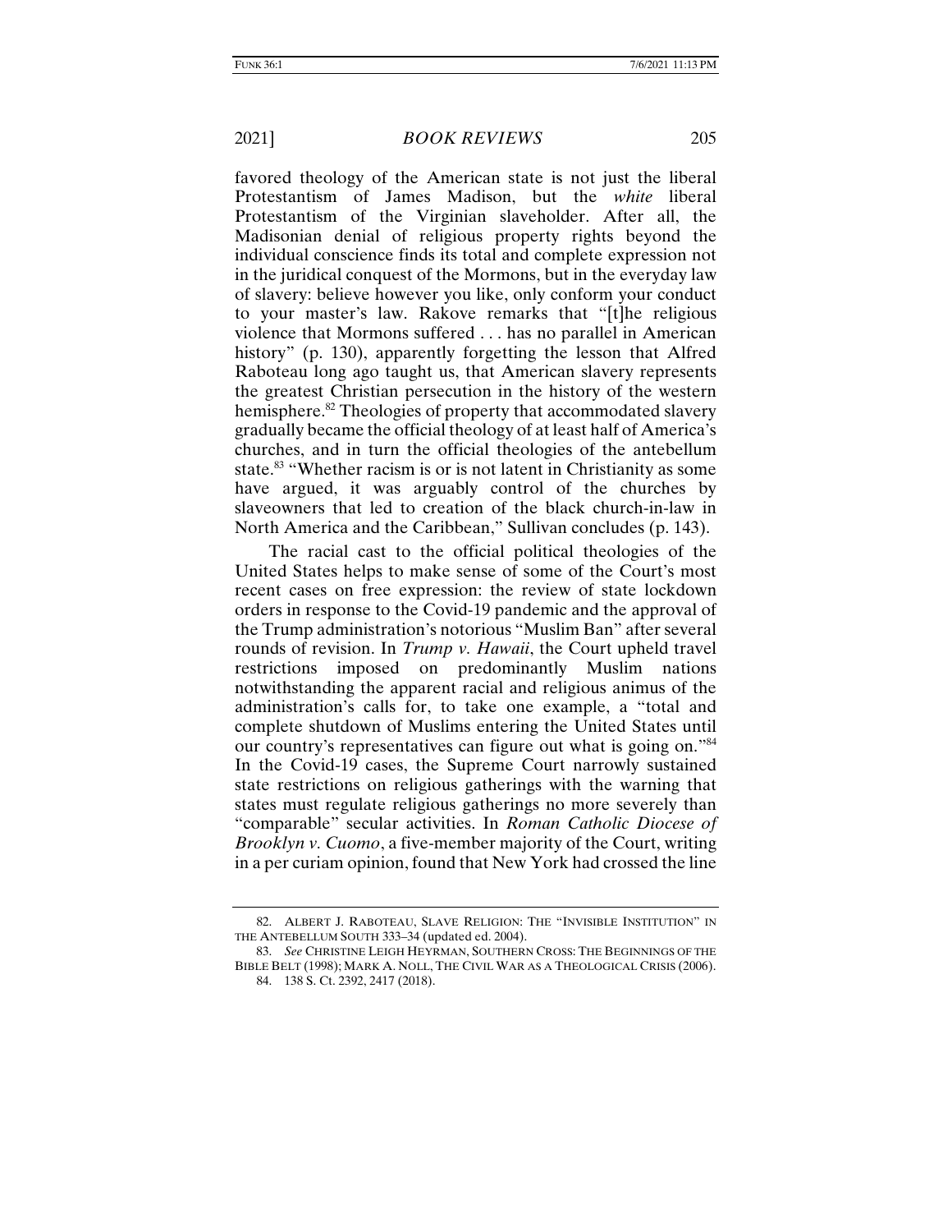favored theology of the American state is not just the liberal Protestantism of James Madison, but the *white* liberal Protestantism of the Virginian slaveholder. After all, the Madisonian denial of religious property rights beyond the individual conscience finds its total and complete expression not in the juridical conquest of the Mormons, but in the everyday law of slavery: believe however you like, only conform your conduct to your master's law. Rakove remarks that "[t]he religious violence that Mormons suffered . . . has no parallel in American history" (p. 130), apparently forgetting the lesson that Alfred Raboteau long ago taught us, that American slavery represents the greatest Christian persecution in the history of the western hemisphere.[82] Theologies of property that accommodated slavery gradually became the official theology of at least half of America's churches, and in turn the official theologies of the antebellum state.[83] "Whether racism is or is not latent in Christianity as some have argued, it was arguably control of the churches by slaveowners that led to creation of the black church-in-law in North America and the Caribbean," Sullivan concludes (p. 143).

The racial cast to the official political theologies of the United States helps to make sense of some of the Court's most recent cases on free expression: the review of state lockdown orders in response to the Covid-19 pandemic and the approval of the Trump administration's notorious "Muslim Ban" after several rounds of revision. In *Trump v. Hawaii*, the Court upheld travel restrictions imposed on predominantly Muslim nations notwithstanding the apparent racial and religious animus of the administration's calls for, to take one example, a "total and complete shutdown of Muslims entering the United States until our country's representatives can figure out what is going on."[84] In the Covid-19 cases, the Supreme Court narrowly sustained state restrictions on religious gatherings with the warning that states must regulate religious gatherings no more severely than "comparable" secular activities. In *Roman Catholic Diocese of Brooklyn v. Cuomo*, a five-member majority of the Court, writing in a per curiam opinion, found that New York had crossed the line

---

82. ALBERT J. RABOTEAU, SLAVE RELIGION: THE "INVISIBLE INSTITUTION" IN THE ANTEBELLUM SOUTH 333–34 (updated ed. 2004).

83. *See* CHRISTINE LEIGH HEYRMAN, SOUTHERN CROSS: THE BEGINNINGS OF THE BIBLE BELT (1998); MARK A. NOLL, THE CIVIL WAR AS A THEOLOGICAL CRISIS (2006).

84. 138 S. Ct. 2392, 2417 (2018).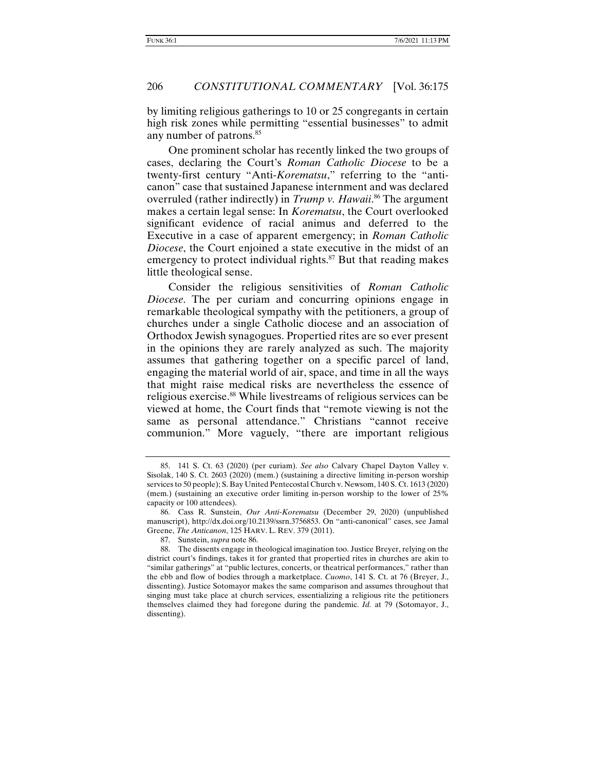by limiting religious gatherings to 10 or 25 congregants in certain high risk zones while permitting "essential businesses" to admit any number of patrons.[85]

One prominent scholar has recently linked the two groups of cases, declaring the Court's *Roman Catholic Diocese* to be a twenty-first century "Anti-*Korematsu*," referring to the "anti-canon" case that sustained Japanese internment and was declared overruled (rather indirectly) in *Trump v. Hawaii*.[86] The argument makes a certain legal sense: In *Korematsu*, the Court overlooked significant evidence of racial animus and deferred to the Executive in a case of apparent emergency; in *Roman Catholic Diocese*, the Court enjoined a state executive in the midst of an emergency to protect individual rights.[87] But that reading makes little theological sense.

Consider the religious sensitivities of *Roman Catholic Diocese*. The per curiam and concurring opinions engage in remarkable theological sympathy with the petitioners, a group of churches under a single Catholic diocese and an association of Orthodox Jewish synagogues. Propertied rites are so ever present in the opinions they are rarely analyzed as such. The majority assumes that gathering together on a specific parcel of land, engaging the material world of air, space, and time in all the ways that might raise medical risks are nevertheless the essence of religious exercise.[88] While livestreams of religious services can be viewed at home, the Court finds that "remote viewing is not the same as personal attendance." Christians "cannot receive communion." More vaguely, "there are important religious

---

85. 141 S. Ct. 63 (2020) (per curiam). *See also* Calvary Chapel Dayton Valley v. Sisolak, 140 S. Ct. 2603 (2020) (mem.) (sustaining a directive limiting in-person worship services to 50 people); S. Bay United Pentecostal Church v. Newsom, 140 S. Ct. 1613 (2020) (mem.) (sustaining an executive order limiting in-person worship to the lower of 25% capacity or 100 attendees).

86. Cass R. Sunstein, *Our Anti-Korematsu* (December 29, 2020) (unpublished manuscript), http://dx.doi.org/10.2139/ssrn.3756853. On "anti-canonical" cases, see Jamal Greene, *The Anticanon*, 125 HARV. L. REV. 379 (2011).

87. Sunstein, *supra* note 86.

88. The dissents engage in theological imagination too. Justice Breyer, relying on the district court's findings, takes it for granted that propertied rites in churches are akin to "similar gatherings" at "public lectures, concerts, or theatrical performances," rather than the ebb and flow of bodies through a marketplace. *Cuomo*, 141 S. Ct. at 76 (Breyer, J., dissenting). Justice Sotomayor makes the same comparison and assumes throughout that singing must take place at church services, essentializing a religious rite the petitioners themselves claimed they had foregone during the pandemic. *Id.* at 79 (Sotomayor, J., dissenting).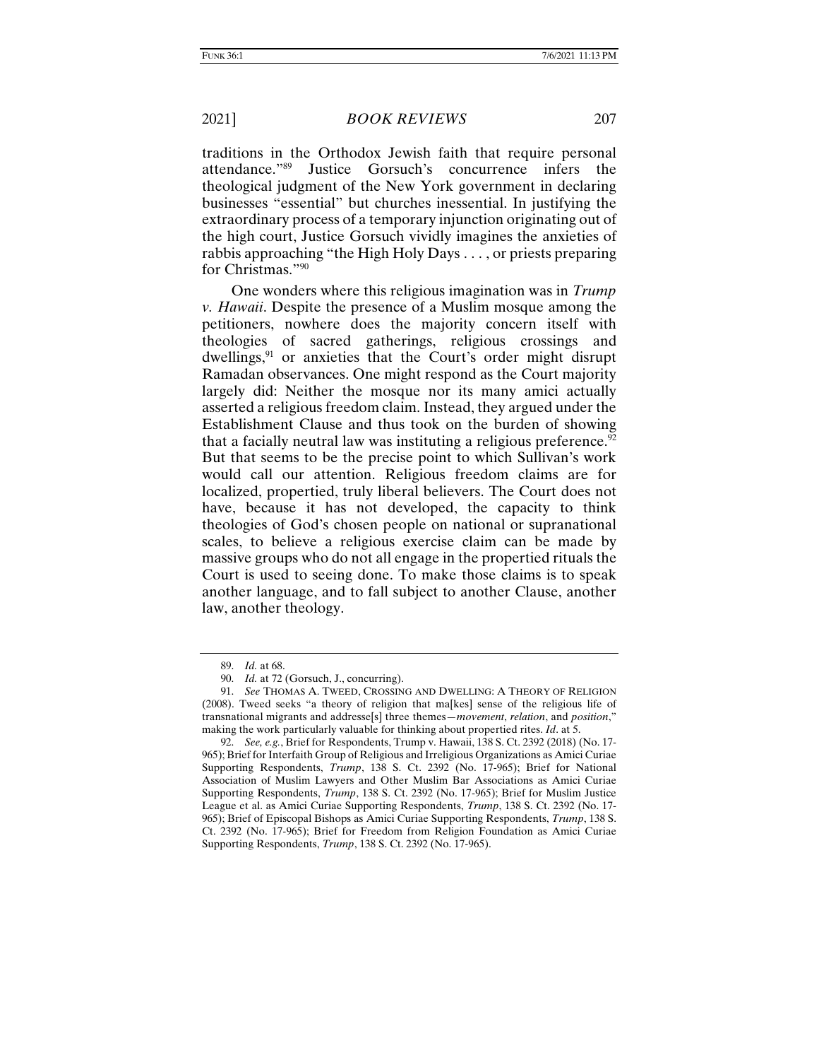traditions in the Orthodox Jewish faith that require personal attendance."[89] Justice Gorsuch's concurrence infers the theological judgment of the New York government in declaring businesses "essential" but churches inessential. In justifying the extraordinary process of a temporary injunction originating out of the high court, Justice Gorsuch vividly imagines the anxieties of rabbis approaching "the High Holy Days . . . , or priests preparing for Christmas."[90]

One wonders where this religious imagination was in *Trump v. Hawaii*. Despite the presence of a Muslim mosque among the petitioners, nowhere does the majority concern itself with theologies of sacred gatherings, religious crossings and dwellings,[91] or anxieties that the Court's order might disrupt Ramadan observances. One might respond as the Court majority largely did: Neither the mosque nor its many amici actually asserted a religious freedom claim. Instead, they argued under the Establishment Clause and thus took on the burden of showing that a facially neutral law was instituting a religious preference.[92] But that seems to be the precise point to which Sullivan's work would call our attention. Religious freedom claims are for localized, propertied, truly liberal believers. The Court does not have, because it has not developed, the capacity to think theologies of God's chosen people on national or supranational scales, to believe a religious exercise claim can be made by massive groups who do not all engage in the propertied rituals the Court is used to seeing done. To make those claims is to speak another language, and to fall subject to another Clause, another law, another theology.

---

89. *Id.* at 68.

90. *Id.* at 72 (Gorsuch, J., concurring).

91. *See* THOMAS A. TWEED, CROSSING AND DWELLING: A THEORY OF RELIGION (2008). Tweed seeks "a theory of religion that ma[kes] sense of the religious life of transnational migrants and addresse[s] three themes—*movement*, *relation*, and *position*," making the work particularly valuable for thinking about propertied rites. *Id*. at 5.

92. *See, e.g.*, Brief for Respondents, Trump v. Hawaii, 138 S. Ct. 2392 (2018) (No. 17-965); Brief for Interfaith Group of Religious and Irreligious Organizations as Amici Curiae Supporting Respondents, *Trump*, 138 S. Ct. 2392 (No. 17-965); Brief for National Association of Muslim Lawyers and Other Muslim Bar Associations as Amici Curiae Supporting Respondents, *Trump*, 138 S. Ct. 2392 (No. 17-965); Brief for Muslim Justice League et al. as Amici Curiae Supporting Respondents, *Trump*, 138 S. Ct. 2392 (No. 17-965); Brief of Episcopal Bishops as Amici Curiae Supporting Respondents, *Trump*, 138 S. Ct. 2392 (No. 17-965); Brief for Freedom from Religion Foundation as Amici Curiae Supporting Respondents, *Trump*, 138 S. Ct. 2392 (No. 17-965).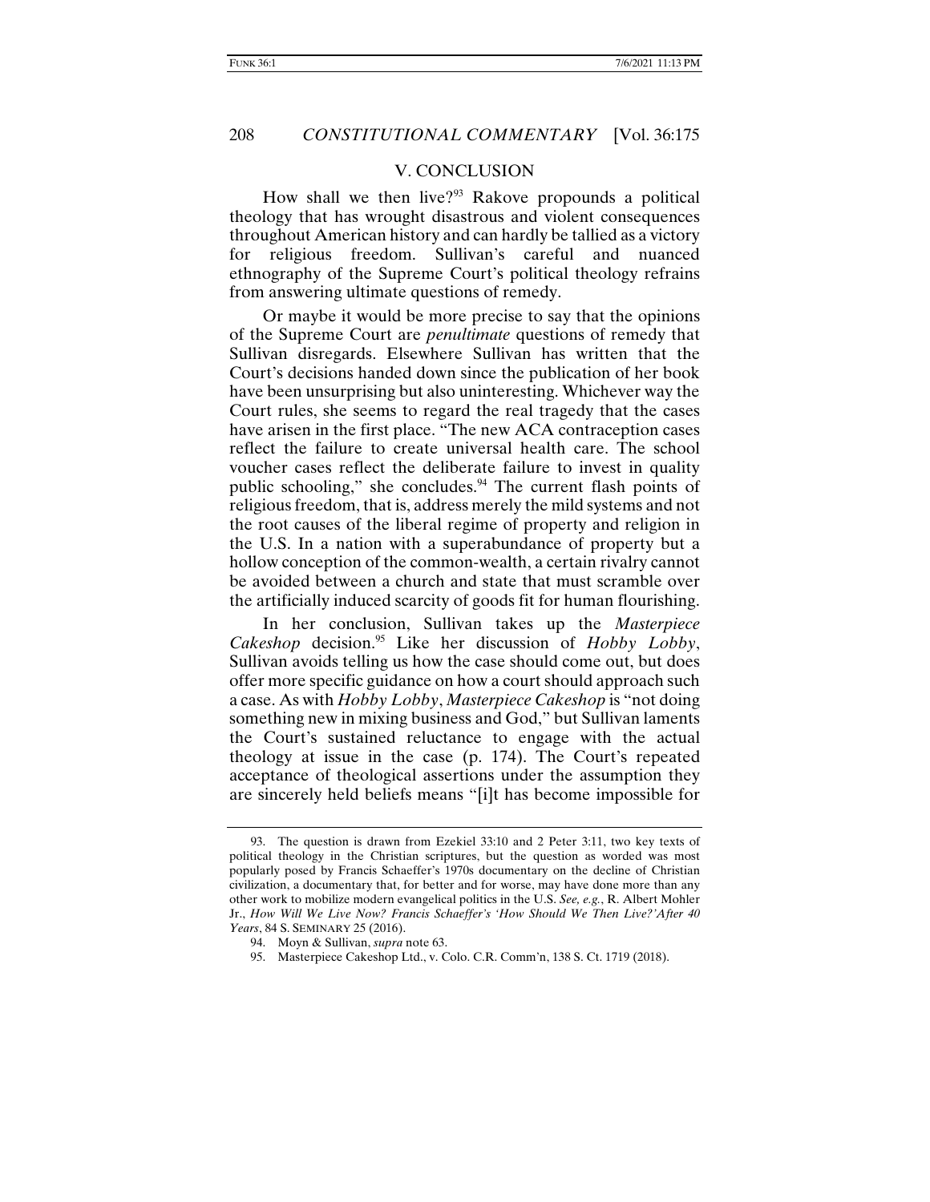## V. CONCLUSION

How shall we then live?[93] Rakove propounds a political theology that has wrought disastrous and violent consequences throughout American history and can hardly be tallied as a victory for religious freedom. Sullivan's careful and nuanced ethnography of the Supreme Court's political theology refrains from answering ultimate questions of remedy.

Or maybe it would be more precise to say that the opinions of the Supreme Court are *penultimate* questions of remedy that Sullivan disregards. Elsewhere Sullivan has written that the Court's decisions handed down since the publication of her book have been unsurprising but also uninteresting. Whichever way the Court rules, she seems to regard the real tragedy that the cases have arisen in the first place. "The new ACA contraception cases reflect the failure to create universal health care. The school voucher cases reflect the deliberate failure to invest in quality public schooling," she concludes.[94] The current flash points of religious freedom, that is, address merely the mild systems and not the root causes of the liberal regime of property and religion in the U.S. In a nation with a superabundance of property but a hollow conception of the common-wealth, a certain rivalry cannot be avoided between a church and state that must scramble over the artificially induced scarcity of goods fit for human flourishing.

In her conclusion, Sullivan takes up the *Masterpiece Cakeshop* decision.[95] Like her discussion of *Hobby Lobby*, Sullivan avoids telling us how the case should come out, but does offer more specific guidance on how a court should approach such a case. As with *Hobby Lobby*, *Masterpiece Cakeshop* is "not doing something new in mixing business and God," but Sullivan laments the Court's sustained reluctance to engage with the actual theology at issue in the case (p. 174). The Court's repeated acceptance of theological assertions under the assumption they are sincerely held beliefs means "[i]t has become impossible for

---

93. The question is drawn from Ezekiel 33:10 and 2 Peter 3:11, two key texts of political theology in the Christian scriptures, but the question as worded was most popularly posed by Francis Schaeffer's 1970s documentary on the decline of Christian civilization, a documentary that, for better and for worse, may have done more than any other work to mobilize modern evangelical politics in the U.S. *See, e.g.*, R. Albert Mohler Jr., *How Will We Live Now? Francis Schaeffer's 'How Should We Then Live?' After 40 Years*, 84 S. SEMINARY 25 (2016).

94. Moyn & Sullivan, *supra* note 63.

95. Masterpiece Cakeshop Ltd., v. Colo. C.R. Comm'n, 138 S. Ct. 1719 (2018).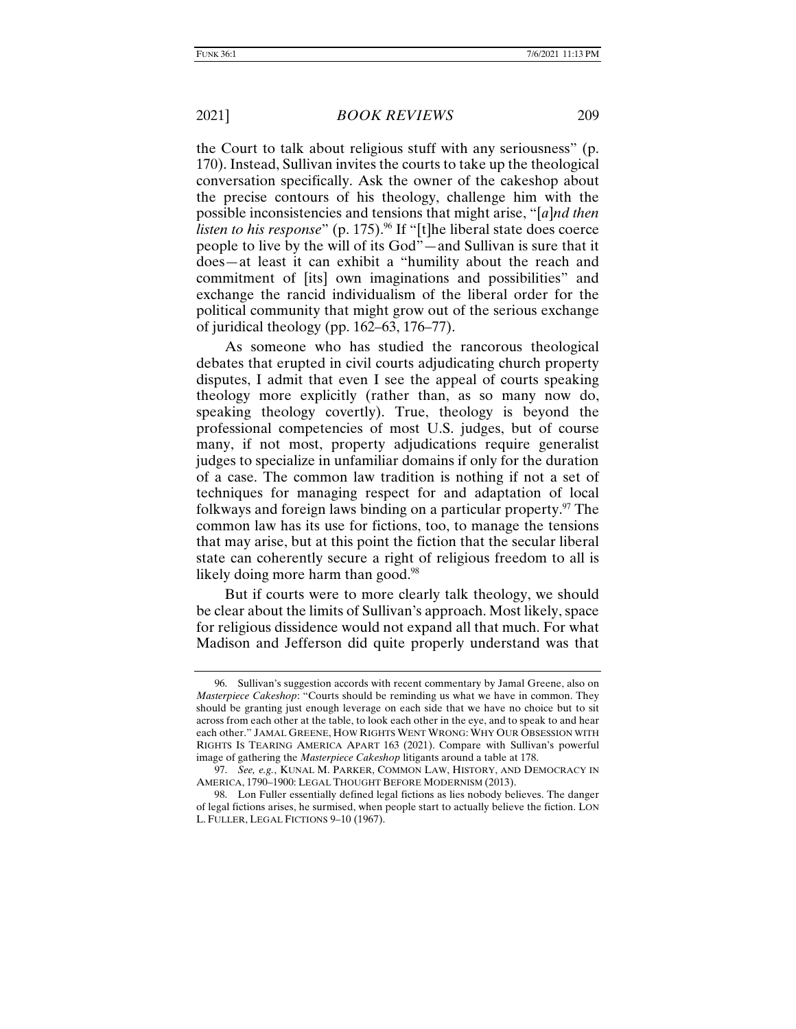the Court to talk about religious stuff with any seriousness" (p. 170). Instead, Sullivan invites the courts to take up the theological conversation specifically. Ask the owner of the cakeshop about the precise contours of his theology, challenge him with the possible inconsistencies and tensions that might arise, "[*a*]*nd then listen to his response*" (p. 175).[96] If "[t]he liberal state does coerce people to live by the will of its God"—and Sullivan is sure that it does—at least it can exhibit a "humility about the reach and commitment of [its] own imaginations and possibilities" and exchange the rancid individualism of the liberal order for the political community that might grow out of the serious exchange of juridical theology (pp. 162–63, 176–77).

As someone who has studied the rancorous theological debates that erupted in civil courts adjudicating church property disputes, I admit that even I see the appeal of courts speaking theology more explicitly (rather than, as so many now do, speaking theology covertly). True, theology is beyond the professional competencies of most U.S. judges, but of course many, if not most, property adjudications require generalist judges to specialize in unfamiliar domains if only for the duration of a case. The common law tradition is nothing if not a set of techniques for managing respect for and adaptation of local folkways and foreign laws binding on a particular property.[97] The common law has its use for fictions, too, to manage the tensions that may arise, but at this point the fiction that the secular liberal state can coherently secure a right of religious freedom to all is likely doing more harm than good.[98]

But if courts were to more clearly talk theology, we should be clear about the limits of Sullivan's approach. Most likely, space for religious dissidence would not expand all that much. For what Madison and Jefferson did quite properly understand was that

---

96. Sullivan's suggestion accords with recent commentary by Jamal Greene, also on *Masterpiece Cakeshop*: "Courts should be reminding us what we have in common. They should be granting just enough leverage on each side that we have no choice but to sit across from each other at the table, to look each other in the eye, and to speak to and hear each other." JAMAL GREENE, HOW RIGHTS WENT WRONG: WHY OUR OBSESSION WITH RIGHTS IS TEARING AMERICA APART 163 (2021). Compare with Sullivan's powerful image of gathering the *Masterpiece Cakeshop* litigants around a table at 178.

97. *See, e.g.*, KUNAL M. PARKER, COMMON LAW, HISTORY, AND DEMOCRACY IN AMERICA, 1790–1900: LEGAL THOUGHT BEFORE MODERNISM (2013).

98. Lon Fuller essentially defined legal fictions as lies nobody believes. The danger of legal fictions arises, he surmised, when people start to actually believe the fiction. LON L. FULLER, LEGAL FICTIONS 9–10 (1967).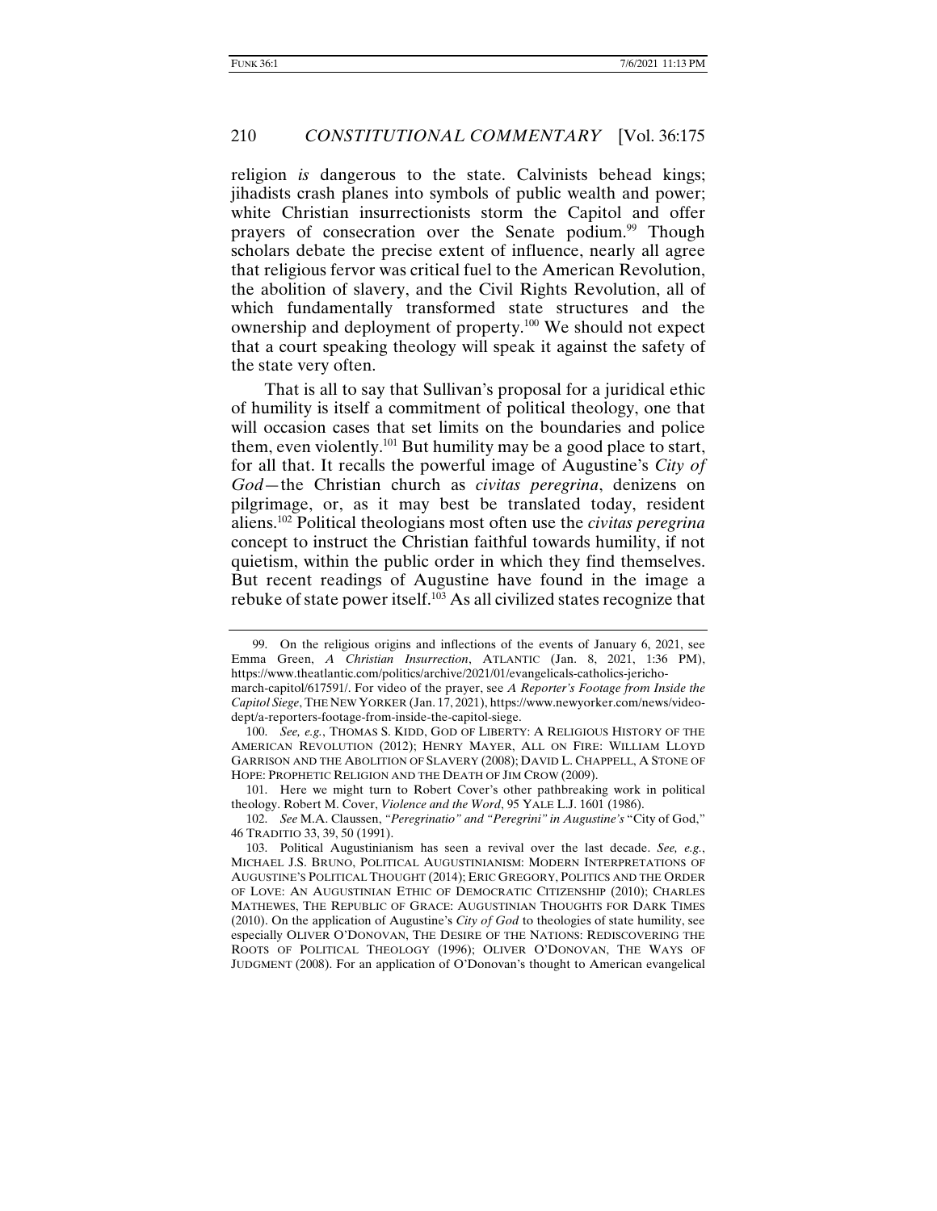religion *is* dangerous to the state. Calvinists behead kings; jihadists crash planes into symbols of public wealth and power; white Christian insurrectionists storm the Capitol and offer prayers of consecration over the Senate podium.[99] Though scholars debate the precise extent of influence, nearly all agree that religious fervor was critical fuel to the American Revolution, the abolition of slavery, and the Civil Rights Revolution, all of which fundamentally transformed state structures and the ownership and deployment of property.[100] We should not expect that a court speaking theology will speak it against the safety of the state very often.

That is all to say that Sullivan's proposal for a juridical ethic of humility is itself a commitment of political theology, one that will occasion cases that set limits on the boundaries and police them, even violently.[101] But humility may be a good place to start, for all that. It recalls the powerful image of Augustine's *City of God*—the Christian church as *civitas peregrina*, denizens on pilgrimage, or, as it may best be translated today, resident aliens.[102] Political theologians most often use the *civitas peregrina* concept to instruct the Christian faithful towards humility, if not quietism, within the public order in which they find themselves. But recent readings of Augustine have found in the image a rebuke of state power itself.[103] As all civilized states recognize that

---

99. On the religious origins and inflections of the events of January 6, 2021, see Emma Green, *A Christian Insurrection*, ATLANTIC (Jan. 8, 2021, 1:36 PM), https://www.theatlantic.com/politics/archive/2021/01/evangelicals-catholics-jericho-march-capitol/617591/. For video of the prayer, see *A Reporter's Footage from Inside the Capitol Siege*, THE NEW YORKER (Jan. 17, 2021), https://www.newyorker.com/news/video-dept/a-reporters-footage-from-inside-the-capitol-siege.

100. *See, e.g.*, THOMAS S. KIDD, GOD OF LIBERTY: A RELIGIOUS HISTORY OF THE AMERICAN REVOLUTION (2012); HENRY MAYER, ALL ON FIRE: WILLIAM LLOYD GARRISON AND THE ABOLITION OF SLAVERY (2008); DAVID L. CHAPPELL, A STONE OF HOPE: PROPHETIC RELIGION AND THE DEATH OF JIM CROW (2009).

101. Here we might turn to Robert Cover's other pathbreaking work in political theology. Robert M. Cover, *Violence and the Word*, 95 YALE L.J. 1601 (1986).

102. *See* M.A. Claussen, *"Peregrinatio" and "Peregrini" in Augustine's* "City of God," 46 TRADITIO 33, 39, 50 (1991).

103. Political Augustinianism has seen a revival over the last decade. *See, e.g.*, MICHAEL J.S. BRUNO, POLITICAL AUGUSTINIANISM: MODERN INTERPRETATIONS OF AUGUSTINE'S POLITICAL THOUGHT (2014); ERIC GREGORY, POLITICS AND THE ORDER OF LOVE: AN AUGUSTINIAN ETHIC OF DEMOCRATIC CITIZENSHIP (2010); CHARLES MATHEWES, THE REPUBLIC OF GRACE: AUGUSTINIAN THOUGHTS FOR DARK TIMES (2010). On the application of Augustine's *City of God* to theologies of state humility, see especially OLIVER O'DONOVAN, THE DESIRE OF THE NATIONS: REDISCOVERING THE ROOTS OF POLITICAL THEOLOGY (1996); OLIVER O'DONOVAN, THE WAYS OF JUDGMENT (2008). For an application of O'Donovan's thought to American evangelical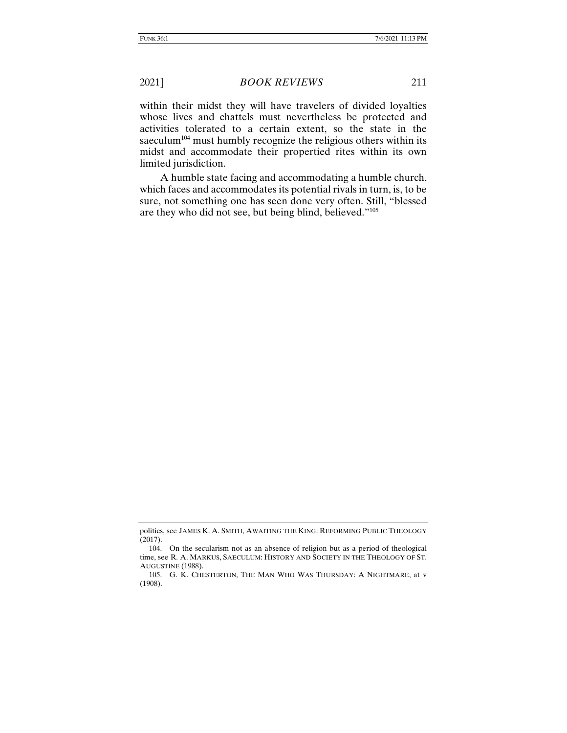within their midst they will have travelers of divided loyalties whose lives and chattels must nevertheless be protected and activities tolerated to a certain extent, so the state in the saeculum[104] must humbly recognize the religious others within its midst and accommodate their propertied rites within its own limited jurisdiction.

A humble state facing and accommodating a humble church, which faces and accommodates its potential rivals in turn, is, to be sure, not something one has seen done very often. Still, "blessed are they who did not see, but being blind, believed."[105]

---

politics, see JAMES K. A. SMITH, AWAITING THE KING: REFORMING PUBLIC THEOLOGY (2017).

104. On the secularism not as an absence of religion but as a period of theological time, see R. A. MARKUS, SAECULUM: HISTORY AND SOCIETY IN THE THEOLOGY OF ST. AUGUSTINE (1988).

105. G. K. CHESTERTON, THE MAN WHO WAS THURSDAY: A NIGHTMARE, at v (1908).